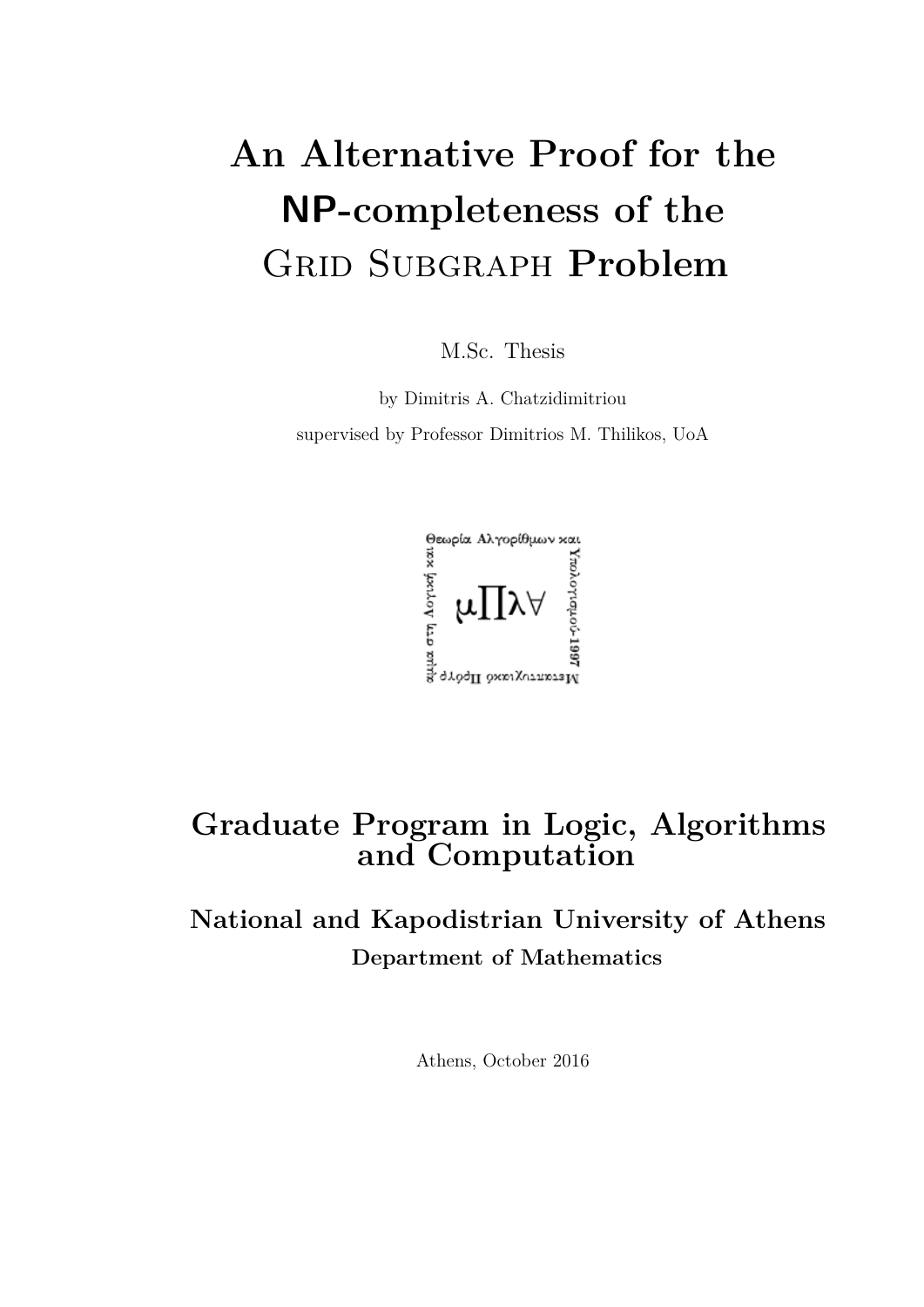# An Alternative Proof for the NP-completeness of the Grid Subgraph Problem

M.Sc. Thesis

by Dimitris A. Chatzidimitriou

supervised by Professor Dimitrios M. Thilikos, UoA

## Graduate Program in Logic, Algorithms and Computation

### National and Kapodistrian University of Athens

**Department of Mathematics**

Athens, October 2016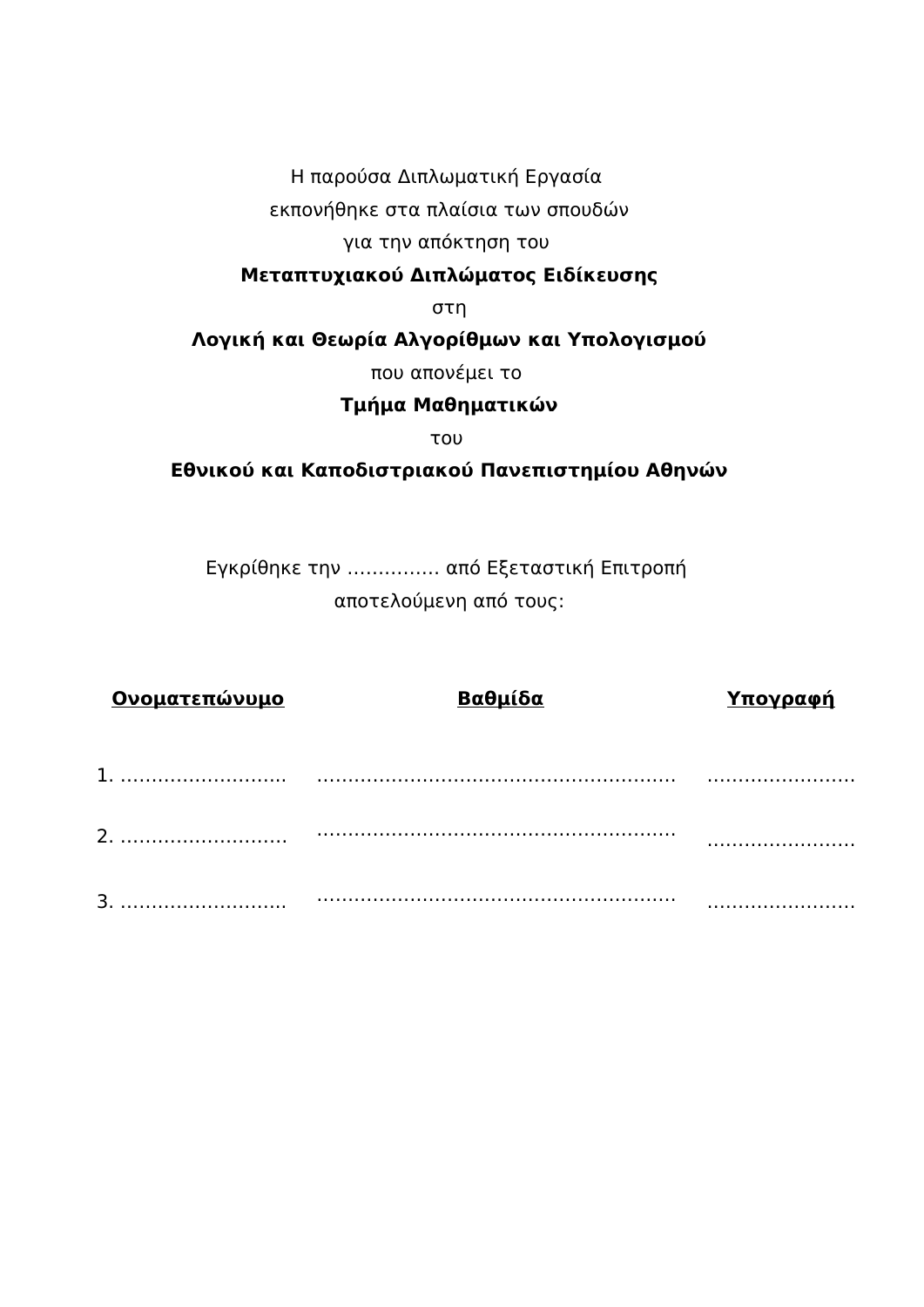Η παρούσα Διπλωματική Εργασία

εκπονήθηκε στα πλαίσια των σπουδών

για την απόκτηση του

**Μεταπτυχιακού Διπλώματος Ειδίκευσης**

στη

**Λογική και Θεωρία Αλγορίθμων και Υπολογισμού**

που απονέμει το

**Τμήμα Μαθηματικών**

του

**Εθνικού και Καποδιστριακού Πανεπιστημίου Αθηνών**

Εγκρίθηκε την …………… από Εξεταστική Επιτροπή

αποτελούμενη από τους:

| **Ονοματεπώνυμο** | **Βαθμίδα** | **Υπογραφή** |
|---|---|---|
| 1. ……………………… | …………………………………………………… | …………………… |
| 2. ……………………… | …………………………………………………… | …………………… |
| 3. ……………………… | …………………………………………………… | …………………… |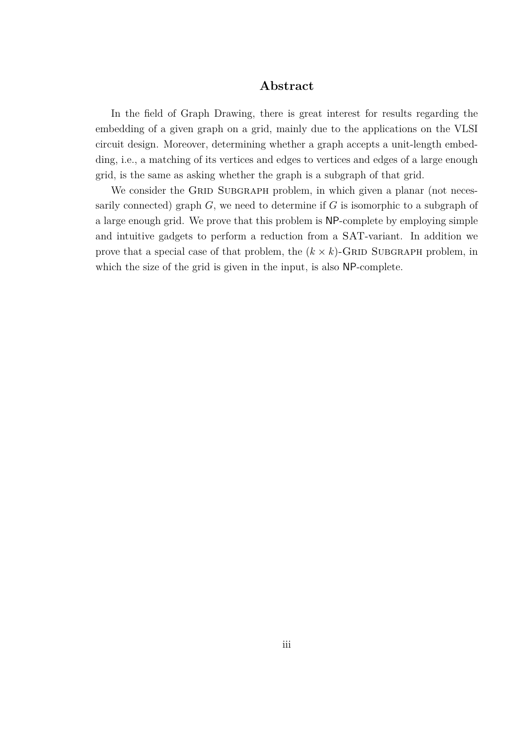## Abstract

In the field of Graph Drawing, there is great interest for results regarding the embedding of a given graph on a grid, mainly due to the applications on the VLSI circuit design. Moreover, determining whether a graph accepts a unit-length embedding, i.e., a matching of its vertices and edges to vertices and edges of a large enough grid, is the same as asking whether the graph is a subgraph of that grid.

We consider the Grid Subgraph problem, in which given a planar (not necessarily connected) graph $G$, we need to determine if $G$ is isomorphic to a subgraph of a large enough grid. We prove that this problem is NP-complete by employing simple and intuitive gadgets to perform a reduction from a SAT-variant. In addition we prove that a special case of that problem, the $(k \times k)$-Grid Subgraph problem, in which the size of the grid is given in the input, is also NP-complete.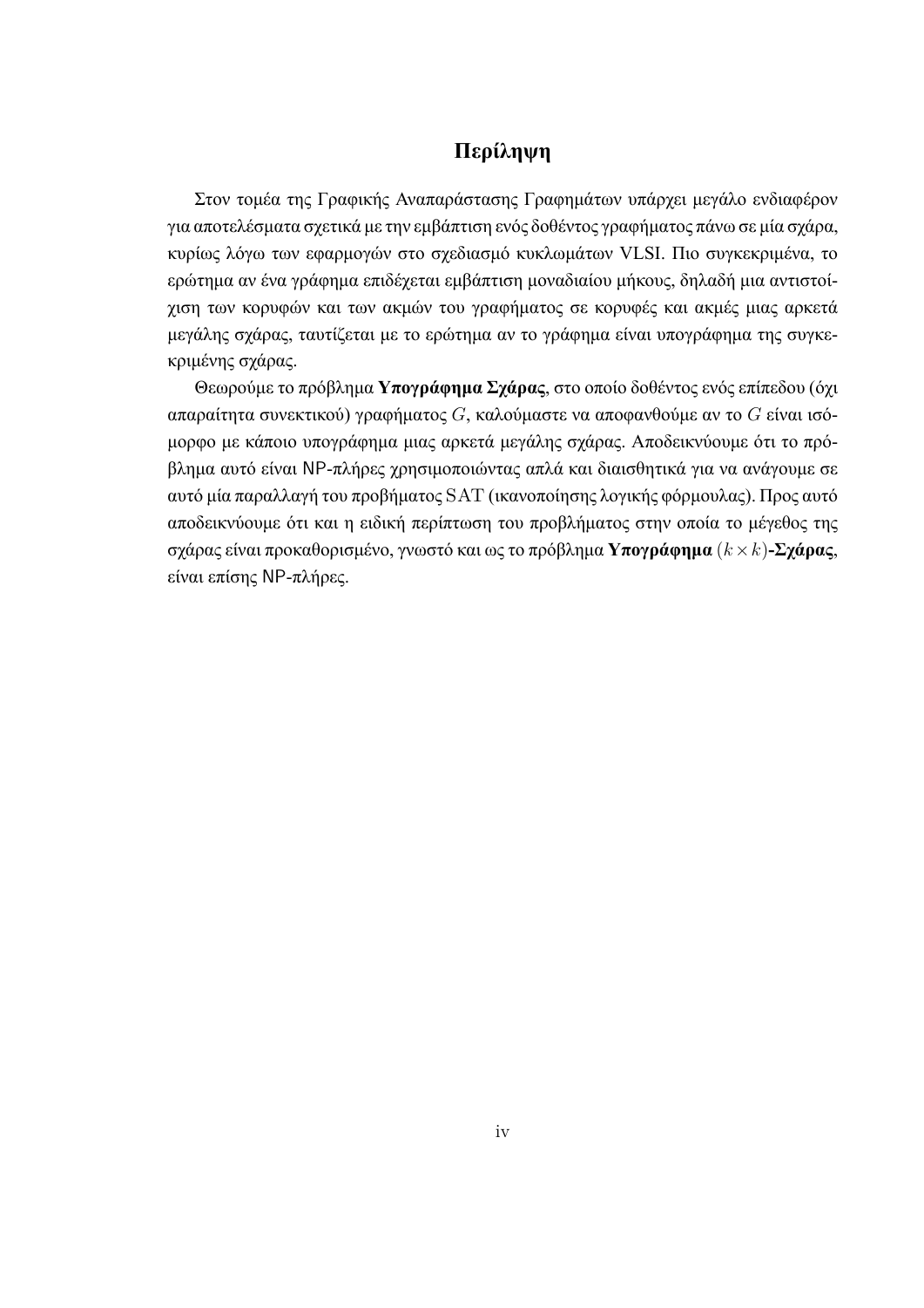# Περίληψη

Στον τομέα της Γραφικής Αναπαράστασης Γραφημάτων υπάρχει μεγάλο ενδιαφέρον για αποτελέσματα σχετικά με την εμβάπτιση ενός δοθέντος γραφήματος πάνω σε μία σχάρα, κυρίως λόγω των εφαρμογών στο σχεδιασμό κυκλωμάτων VLSI. Πιο συγκεκριμένα, το ερώτημα αν ένα γράφημα επιδέχεται εμβάπτιση μοναδιαίου μήκους, δηλαδή μια αντιστοίχιση των κορυφών και των ακμών του γραφήματος σε κορυφές και ακμές μιας αρκετά μεγάλης σχάρας, ταυτίζεται με το ερώτημα αν το γράφημα είναι υπογράφημα της συγκεκριμένης σχάρας.

Θεωρούμε το πρόβλημα **Υπογράφημα Σχάρας**, στο οποίο δοθέντος ενός επίπεδου (όχι απαραίτητα συνεκτικού) γραφήματος $G$, καλούμαστε να αποφανθούμε αν το $G$ είναι ισόμορφο με κάποιο υπογράφημα μιας αρκετά μεγάλης σχάρας. Αποδεικνύουμε ότι το πρόβλημα αυτό είναι NP-πλήρες χρησιμοποιώντας απλά και διαισθητικά για να ανάγουμε σε αυτό μία παραλλαγή του προβήματος $\mathrm{SAT}$ (ικανοποίησης λογικής φόρμουλας). Προς αυτό αποδεικνύουμε ότι και η ειδική περίπτωση του προβλήματος στην οποία το μέγεθος της σχάρας είναι προκαθορισμένο, γνωστό και ως το πρόβλημα **Υπογράφημα $(k \times k)$-Σχάρας**, είναι επίσης NP-πλήρες.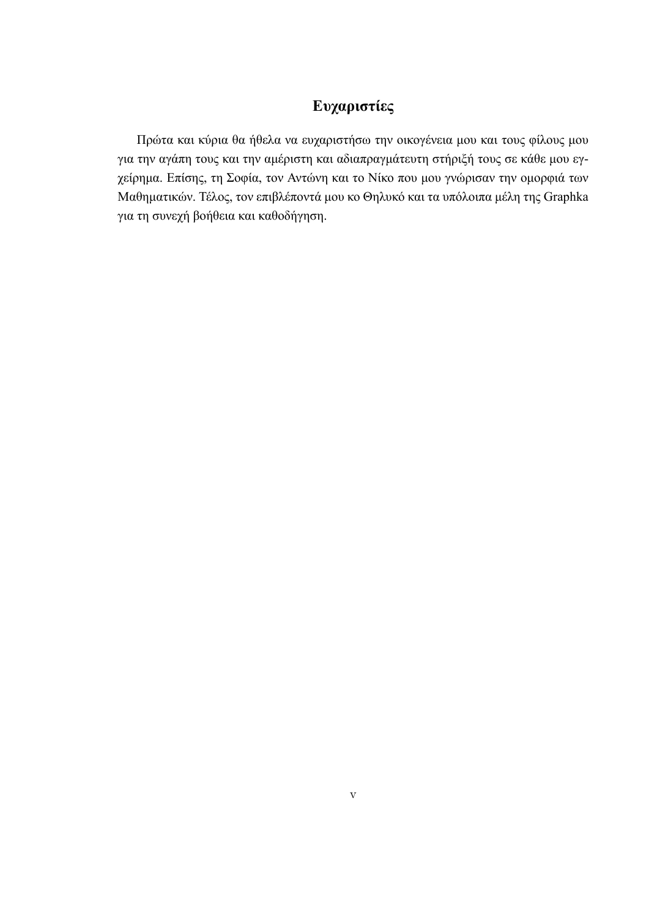# Ευχαριστίες

Πρώτα και κύρια θα ήθελα να ευχαριστήσω την οικογένεια μου και τους φίλους μου για την αγάπη τους και την αμέριστη και αδιαπραγμάτευτη στήριξή τους σε κάθε μου εγχείρημα. Επίσης, τη Σοφία, τον Αντώνη και το Νίκο που μου γνώρισαν την ομορφιά των Μαθηματικών. Τέλος, τον επιβλέποντά μου κο Θηλυκό και τα υπόλοιπα μέλη της Graphka για τη συνεχή βοήθεια και καθοδήγηση.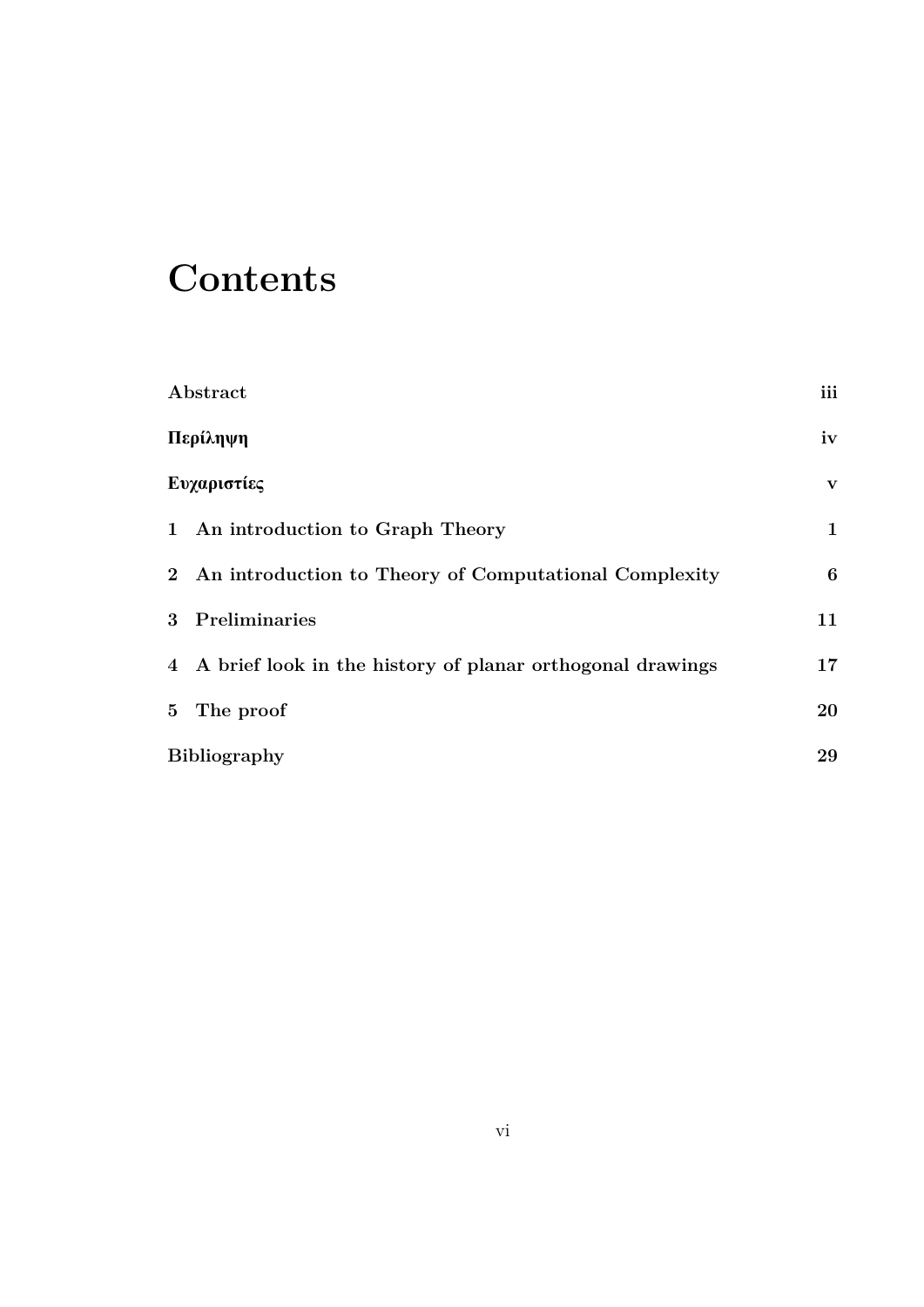# Contents

| | |
|---|---|
| **Abstract** | **iii** |
| **Περίληψη** | **iv** |
| **Ευχαριστίες** | **v** |
| **1 An introduction to Graph Theory** | **1** |
| **2 An introduction to Theory of Computational Complexity** | **6** |
| **3 Preliminaries** | **11** |
| **4 A brief look in the history of planar orthogonal drawings** | **17** |
| **5 The proof** | **20** |
| **Bibliography** | **29** |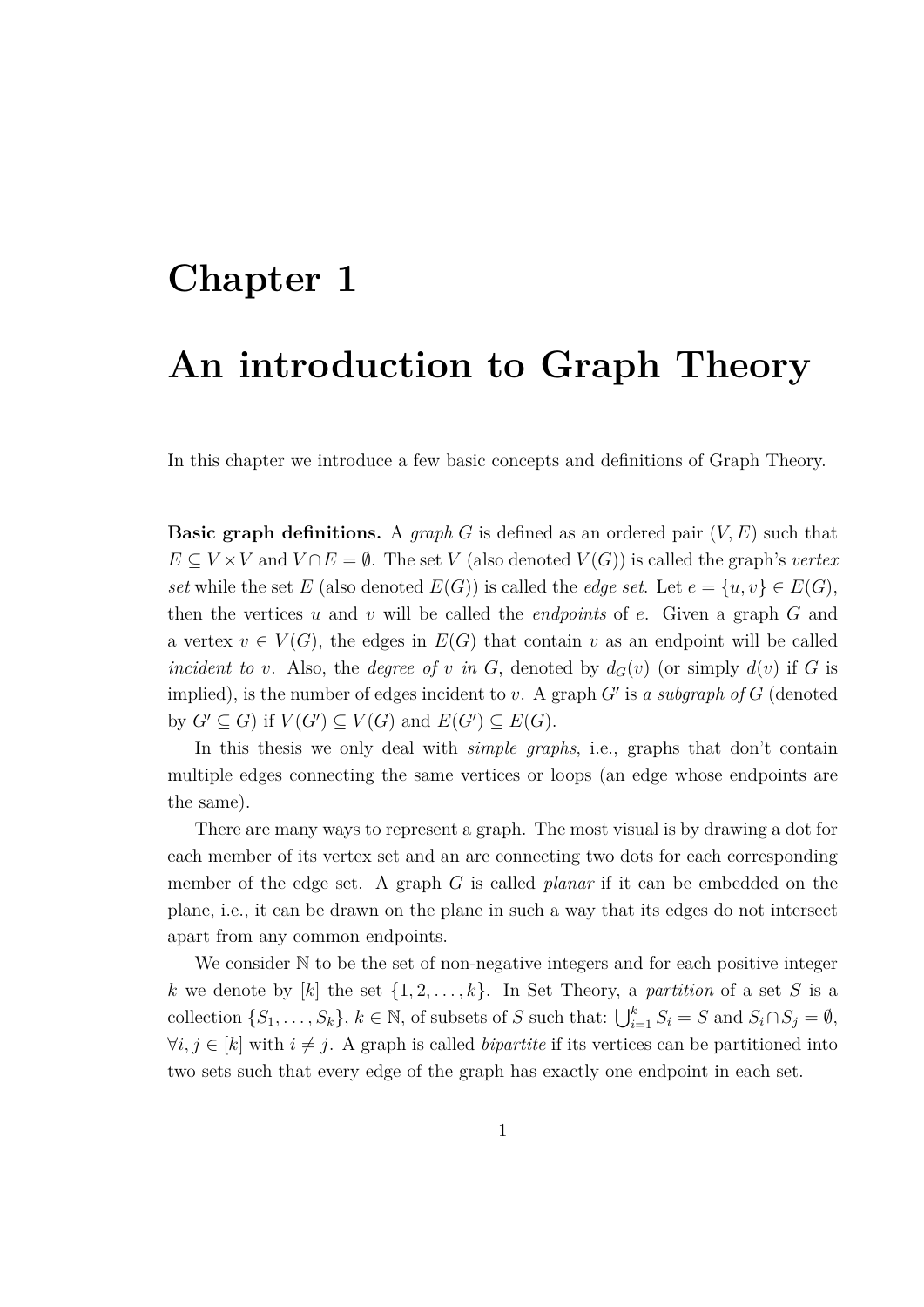# Chapter 1

# An introduction to Graph Theory

In this chapter we introduce a few basic concepts and definitions of Graph Theory.

**Basic graph definitions.** A *graph* $G$ is defined as an ordered pair $(V, E)$ such that $E \subseteq V \times V$ and $V \cap E = \emptyset$. The set $V$ (also denoted $V(G)$) is called the graph's *vertex set* while the set $E$ (also denoted $E(G)$) is called the *edge set*. Let $e = \{u, v\} \in E(G)$, then the vertices $u$ and $v$ will be called the *endpoints* of $e$. Given a graph $G$ and a vertex $v \in V(G)$, the edges in $E(G)$ that contain $v$ as an endpoint will be called *incident to* $v$. Also, the *degree of* $v$ *in* $G$, denoted by $d_G(v)$ (or simply $d(v)$ if $G$ is implied), is the number of edges incident to $v$. A graph $G'$ is *a subgraph of* $G$ (denoted by $G' \subseteq G$) if $V(G') \subseteq V(G)$ and $E(G') \subseteq E(G)$.

In this thesis we only deal with *simple graphs*, i.e., graphs that don't contain multiple edges connecting the same vertices or loops (an edge whose endpoints are the same).

There are many ways to represent a graph. The most visual is by drawing a dot for each member of its vertex set and an arc connecting two dots for each corresponding member of the edge set. A graph $G$ is called *planar* if it can be embedded on the plane, i.e., it can be drawn on the plane in such a way that its edges do not intersect apart from any common endpoints.

We consider $\mathbb{N}$ to be the set of non-negative integers and for each positive integer $k$ we denote by $[k]$ the set $\{1, 2, \ldots, k\}$. In Set Theory, a *partition* of a set $S$ is a collection $\{S_1, \ldots, S_k\}$, $k \in \mathbb{N}$, of subsets of $S$ such that: $\bigcup_{i=1}^{k} S_i = S$ and $S_i \cap S_j = \emptyset$, $\forall i, j \in [k]$ with $i \neq j$. A graph is called *bipartite* if its vertices can be partitioned into two sets such that every edge of the graph has exactly one endpoint in each set.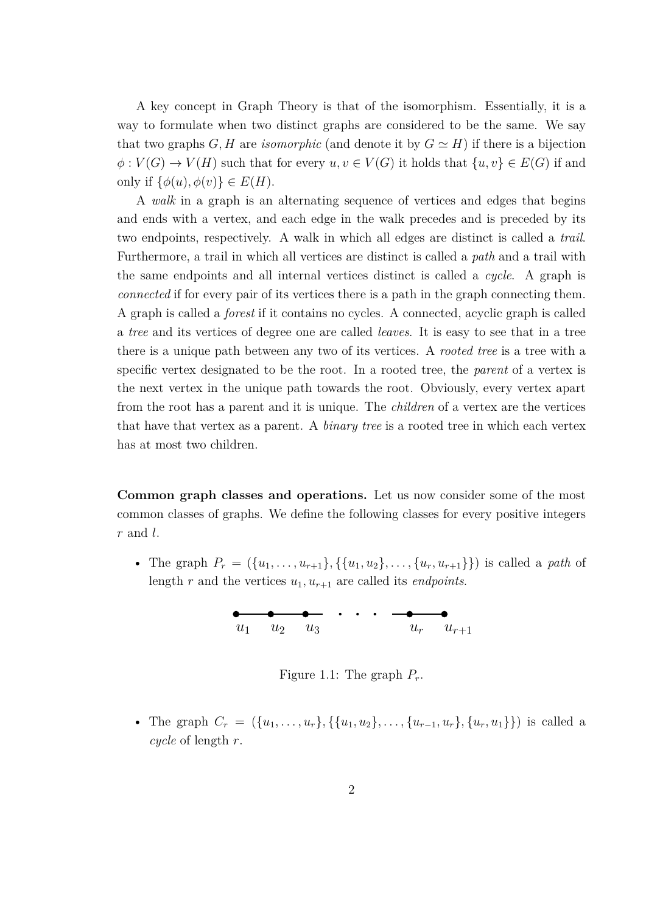A key concept in Graph Theory is that of the isomorphism. Essentially, it is a way to formulate when two distinct graphs are considered to be the same. We say that two graphs $G, H$ are *isomorphic* (and denote it by $G \simeq H$) if there is a bijection $\phi : V(G) \to V(H)$ such that for every $u, v \in V(G)$ it holds that $\{u, v\} \in E(G)$ if and only if $\{\phi(u), \phi(v)\} \in E(H)$.

A *walk* in a graph is an alternating sequence of vertices and edges that begins and ends with a vertex, and each edge in the walk precedes and is preceded by its two endpoints, respectively. A walk in which all edges are distinct is called a *trail*. Furthermore, a trail in which all vertices are distinct is called a *path* and a trail with the same endpoints and all internal vertices distinct is called a *cycle*. A graph is *connected* if for every pair of its vertices there is a path in the graph connecting them. A graph is called a *forest* if it contains no cycles. A connected, acyclic graph is called a *tree* and its vertices of degree one are called *leaves*. It is easy to see that in a tree there is a unique path between any two of its vertices. A *rooted tree* is a tree with a specific vertex designated to be the root. In a rooted tree, the *parent* of a vertex is the next vertex in the unique path towards the root. Obviously, every vertex apart from the root has a parent and it is unique. The *children* of a vertex are the vertices that have that vertex as a parent. A *binary tree* is a rooted tree in which each vertex has at most two children.

**Common graph classes and operations.** Let us now consider some of the most common classes of graphs. We define the following classes for every positive integers $r$ and $l$.

- The graph $P_r = (\{u_1, \ldots, u_{r+1}\}, \{\{u_1, u_2\}, \ldots, \{u_r, u_{r+1}\}\})$ is called a *path* of length $r$ and the vertices $u_1, u_{r+1}$ are called its *endpoints*.

$u_1 \quad u_2 \quad u_3 \quad \cdots \quad u_r \quad u_{r+1}$

Figure 1.1: The graph $P_r$.

- The graph $C_r = (\{u_1, \ldots, u_r\}, \{\{u_1, u_2\}, \ldots, \{u_{r-1}, u_r\}, \{u_r, u_1\}\})$ is called a *cycle* of length $r$.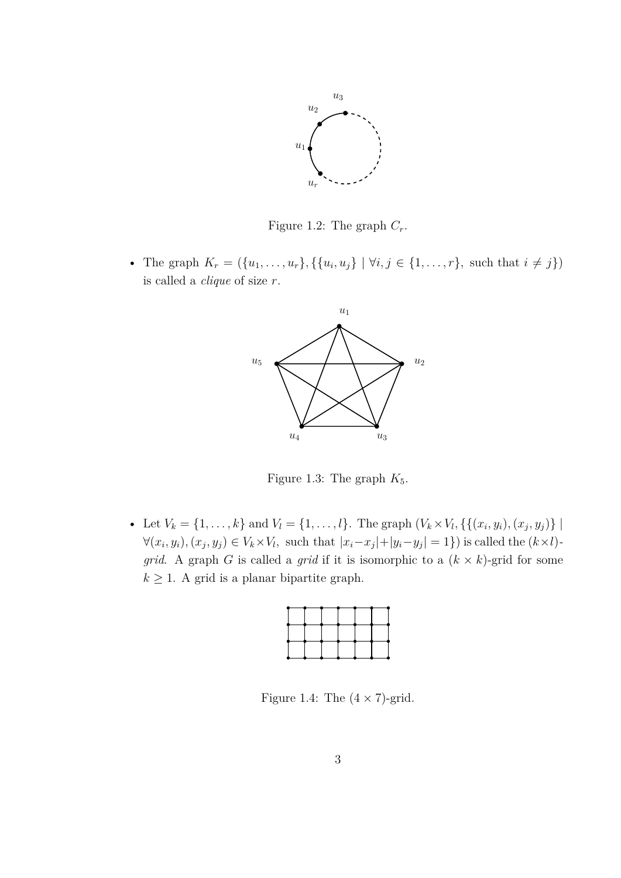Figure 1.2: The graph $C_r$.

- The graph $K_r = (\{u_1, \ldots, u_r\}, \{\{u_i, u_j\} \mid \forall i, j \in \{1, \ldots, r\},\text{ such that } i \neq j\})$ is called a *clique* of size $r$.

Figure 1.3: The graph $K_5$.

- Let $V_k = \{1, \ldots, k\}$ and $V_l = \{1, \ldots, l\}$. The graph $(V_k \times V_l, \{\{(x_i, y_i), (x_j, y_j)\} \mid \forall (x_i, y_i), (x_j, y_j) \in V_k \times V_l,\text{ such that } |x_i - x_j| + |y_i - y_j| = 1\})$ is called the $(k \times l)$-*grid*. A graph $G$ is called a *grid* if it is isomorphic to a $(k \times k)$-grid for some $k \geq 1$. A grid is a planar bipartite graph.

Figure 1.4: The $(4 \times 7)$-grid.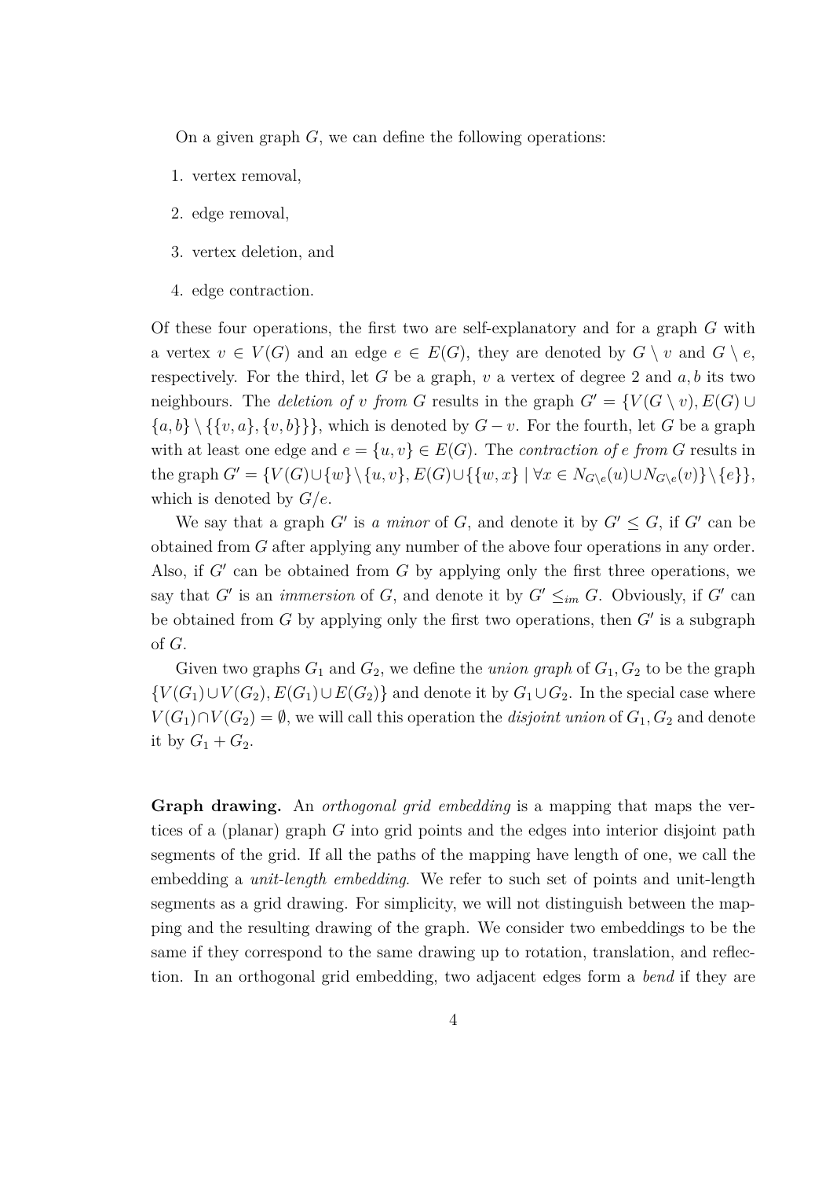On a given graph $G$, we can define the following operations:

1. vertex removal,
2. edge removal,
3. vertex deletion, and
4. edge contraction.

Of these four operations, the first two are self-explanatory and for a graph $G$ with a vertex $v \in V(G)$ and an edge $e \in E(G)$, they are denoted by $G \setminus v$ and $G \setminus e$, respectively. For the third, let $G$ be a graph, $v$ a vertex of degree 2 and $a, b$ its two neighbours. The *deletion of $v$ from $G$* results in the graph $G' = \{V(G \setminus v), E(G) \cup \{a, b\} \setminus \{\{v, a\}, \{v, b\}\}\}$, which is denoted by $G - v$. For the fourth, let $G$ be a graph with at least one edge and $e = \{u, v\} \in E(G)$. The *contraction of $e$ from $G$* results in the graph $G' = \{V(G) \cup \{w\} \setminus \{u, v\}, E(G) \cup \{\{w, x\} \mid \forall x \in N_{G \setminus e}(u) \cup N_{G \setminus e}(v)\} \setminus \{e\}\}$, which is denoted by $G/e$.

We say that a graph $G'$ is *a minor* of $G$, and denote it by $G' \leq G$, if $G'$ can be obtained from $G$ after applying any number of the above four operations in any order. Also, if $G'$ can be obtained from $G$ by applying only the first three operations, we say that $G'$ is an *immersion* of $G$, and denote it by $G' \leq_{im} G$. Obviously, if $G'$ can be obtained from $G$ by applying only the first two operations, then $G'$ is a subgraph of $G$.

Given two graphs $G_1$ and $G_2$, we define the *union graph* of $G_1, G_2$ to be the graph $\{V(G_1) \cup V(G_2), E(G_1) \cup E(G_2)\}$ and denote it by $G_1 \cup G_2$. In the special case where $V(G_1) \cap V(G_2) = \emptyset$, we will call this operation the *disjoint union* of $G_1, G_2$ and denote it by $G_1 + G_2$.

**Graph drawing.** An *orthogonal grid embedding* is a mapping that maps the vertices of a (planar) graph $G$ into grid points and the edges into interior disjoint path segments of the grid. If all the paths of the mapping have length of one, we call the embedding a *unit-length embedding*. We refer to such set of points and unit-length segments as a grid drawing. For simplicity, we will not distinguish between the mapping and the resulting drawing of the graph. We consider two embeddings to be the same if they correspond to the same drawing up to rotation, translation, and reflection. In an orthogonal grid embedding, two adjacent edges form a *bend* if they are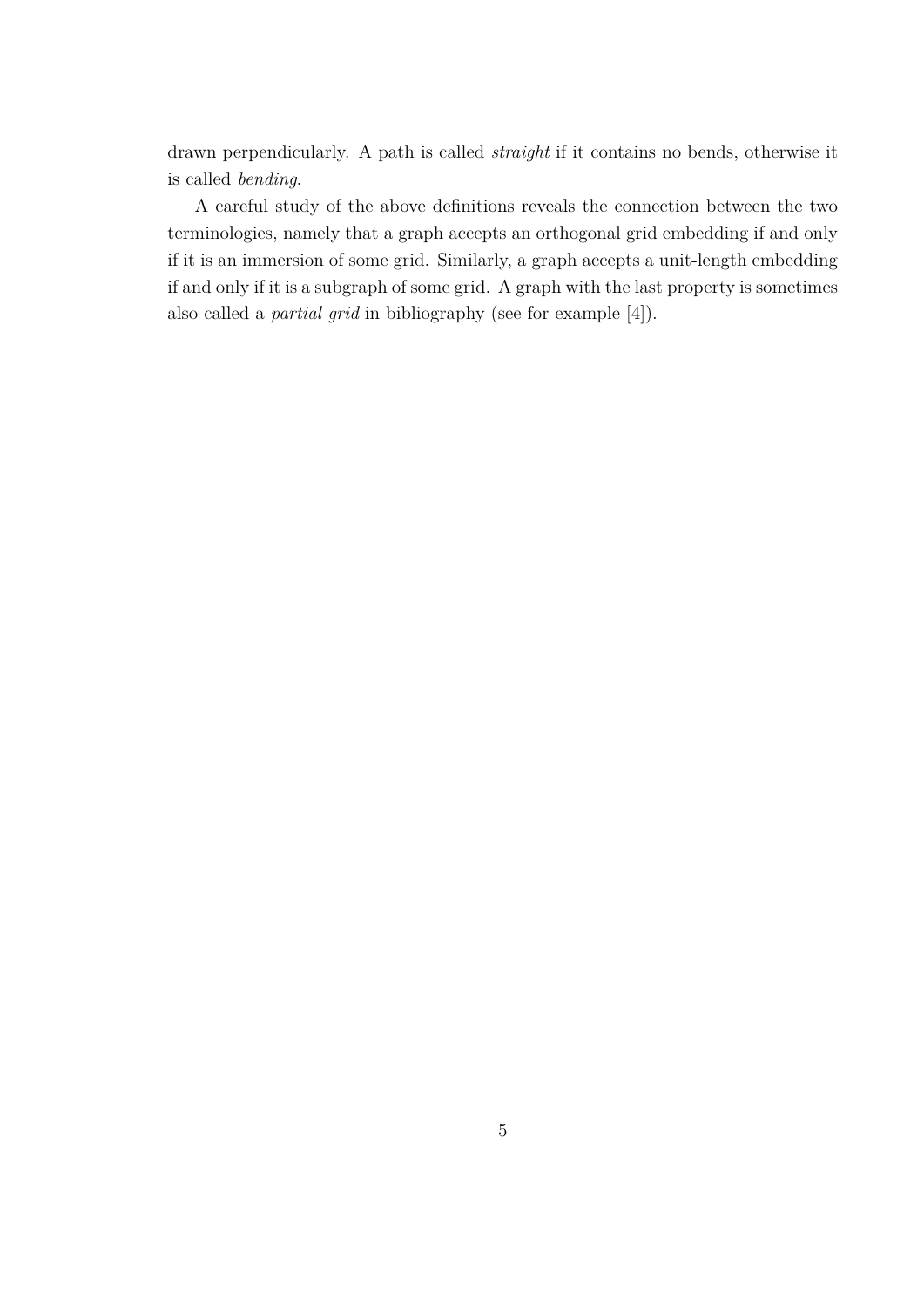drawn perpendicularly. A path is called *straight* if it contains no bends, otherwise it is called *bending*.

A careful study of the above definitions reveals the connection between the two terminologies, namely that a graph accepts an orthogonal grid embedding if and only if it is an immersion of some grid. Similarly, a graph accepts a unit-length embedding if and only if it is a subgraph of some grid. A graph with the last property is sometimes also called a *partial grid* in bibliography (see for example [4]).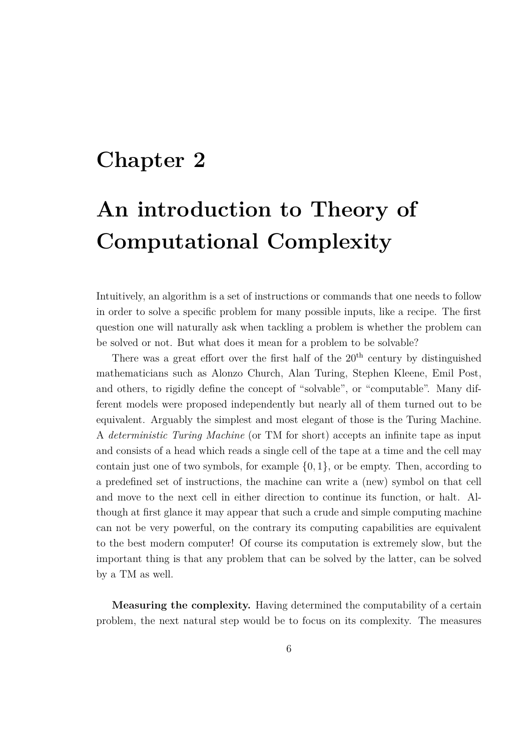# Chapter 2

# An introduction to Theory of Computational Complexity

Intuitively, an algorithm is a set of instructions or commands that one needs to follow in order to solve a specific problem for many possible inputs, like a recipe. The first question one will naturally ask when tackling a problem is whether the problem can be solved or not. But what does it mean for a problem to be solvable?

There was a great effort over the first half of the 20th century by distinguished mathematicians such as Alonzo Church, Alan Turing, Stephen Kleene, Emil Post, and others, to rigidly define the concept of "solvable", or "computable". Many different models were proposed independently but nearly all of them turned out to be equivalent. Arguably the simplest and most elegant of those is the Turing Machine. A *deterministic Turing Machine* (or TM for short) accepts an infinite tape as input and consists of a head which reads a single cell of the tape at a time and the cell may contain just one of two symbols, for example $\{0, 1\}$, or be empty. Then, according to a predefined set of instructions, the machine can write a (new) symbol on that cell and move to the next cell in either direction to continue its function, or halt. Although at first glance it may appear that such a crude and simple computing machine can not be very powerful, on the contrary its computing capabilities are equivalent to the best modern computer! Of course its computation is extremely slow, but the important thing is that any problem that can be solved by the latter, can be solved by a TM as well.

**Measuring the complexity.** Having determined the computability of a certain problem, the next natural step would be to focus on its complexity. The measures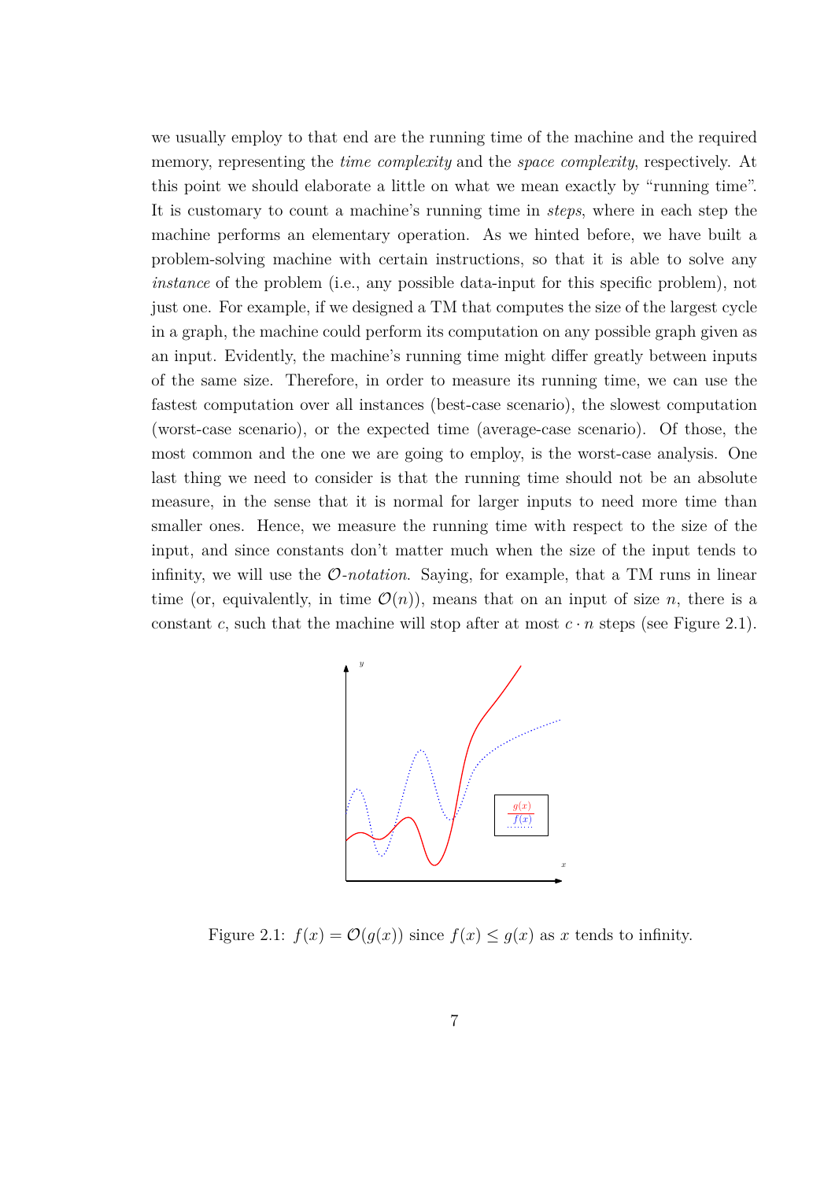we usually employ to that end are the running time of the machine and the required memory, representing the *time complexity* and the *space complexity*, respectively. At this point we should elaborate a little on what we mean exactly by "running time". It is customary to count a machine's running time in *steps*, where in each step the machine performs an elementary operation. As we hinted before, we have built a problem-solving machine with certain instructions, so that it is able to solve any *instance* of the problem (i.e., any possible data-input for this specific problem), not just one. For example, if we designed a TM that computes the size of the largest cycle in a graph, the machine could perform its computation on any possible graph given as an input. Evidently, the machine's running time might differ greatly between inputs of the same size. Therefore, in order to measure its running time, we can use the fastest computation over all instances (best-case scenario), the slowest computation (worst-case scenario), or the expected time (average-case scenario). Of those, the most common and the one we are going to employ, is the worst-case analysis. One last thing we need to consider is that the running time should not be an absolute measure, in the sense that it is normal for larger inputs to need more time than smaller ones. Hence, we measure the running time with respect to the size of the input, and since constants don't matter much when the size of the input tends to infinity, we will use the *$\mathcal{O}$-notation*. Saying, for example, that a TM runs in linear time (or, equivalently, in time $\mathcal{O}(n)$), means that on an input of size $n$, there is a constant $c$, such that the machine will stop after at most $c \cdot n$ steps (see Figure 2.1).

Figure 2.1: $f(x) = \mathcal{O}(g(x))$ since $f(x) \leq g(x)$ as $x$ tends to infinity.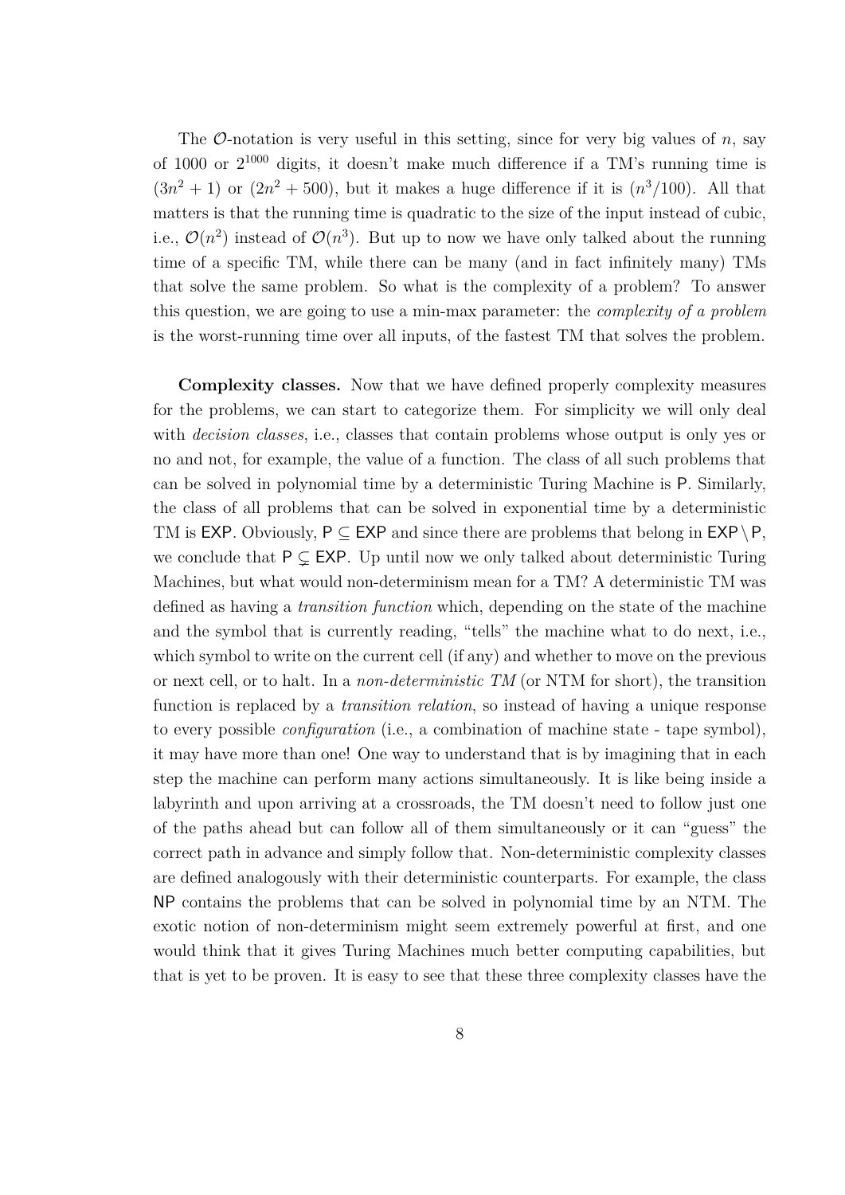The $\mathcal{O}$-notation is very useful in this setting, since for very big values of $n$, say of 1000 or $2^{1000}$ digits, it doesn't make much difference if a TM's running time is $(3n^2 + 1)$ or $(2n^2 + 500)$, but it makes a huge difference if it is $(n^3/100)$. All that matters is that the running time is quadratic to the size of the input instead of cubic, i.e., $\mathcal{O}(n^2)$ instead of $\mathcal{O}(n^3)$. But up to now we have only talked about the running time of a specific TM, while there can be many (and in fact infinitely many) TMs that solve the same problem. So what is the complexity of a problem? To answer this question, we are going to use a min-max parameter: the *complexity of a problem* is the worst-running time over all inputs, of the fastest TM that solves the problem.

**Complexity classes.** Now that we have defined properly complexity measures for the problems, we can start to categorize them. For simplicity we will only deal with *decision classes*, i.e., classes that contain problems whose output is only yes or no and not, for example, the value of a function. The class of all such problems that can be solved in polynomial time by a deterministic Turing Machine is $\mathsf{P}$. Similarly, the class of all problems that can be solved in exponential time by a deterministic TM is $\mathsf{EXP}$. Obviously, $\mathsf{P} \subseteq \mathsf{EXP}$ and since there are problems that belong in $\mathsf{EXP} \setminus \mathsf{P}$, we conclude that $\mathsf{P} \subsetneq \mathsf{EXP}$. Up until now we only talked about deterministic Turing Machines, but what would non-determinism mean for a TM? A deterministic TM was defined as having a *transition function* which, depending on the state of the machine and the symbol that is currently reading, "tells" the machine what to do next, i.e., which symbol to write on the current cell (if any) and whether to move on the previous or next cell, or to halt. In a *non-deterministic TM* (or NTM for short), the transition function is replaced by a *transition relation*, so instead of having a unique response to every possible *configuration* (i.e., a combination of machine state - tape symbol), it may have more than one! One way to understand that is by imagining that in each step the machine can perform many actions simultaneously. It is like being inside a labyrinth and upon arriving at a crossroads, the TM doesn't need to follow just one of the paths ahead but can follow all of them simultaneously or it can "guess" the correct path in advance and simply follow that. Non-deterministic complexity classes are defined analogously with their deterministic counterparts. For example, the class $\mathsf{NP}$ contains the problems that can be solved in polynomial time by an NTM. The exotic notion of non-determinism might seem extremely powerful at first, and one would think that it gives Turing Machines much better computing capabilities, but that is yet to be proven. It is easy to see that these three complexity classes have the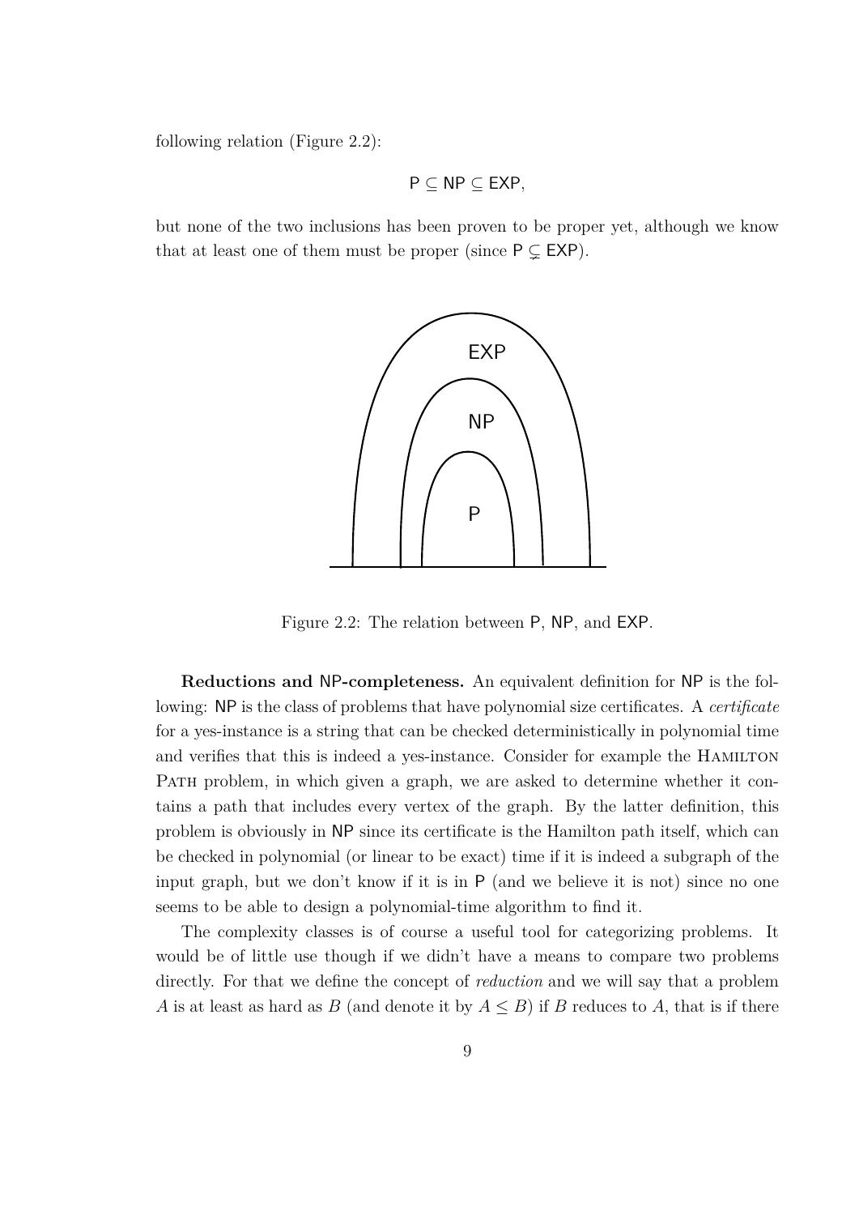following relation (Figure 2.2):

$$\mathsf{P} \subseteq \mathsf{NP} \subseteq \mathsf{EXP},$$

but none of the two inclusions has been proven to be proper yet, although we know that at least one of them must be proper (since $\mathsf{P} \subsetneq \mathsf{EXP}$).

Figure 2.2: The relation between P, NP, and EXP.

**Reductions and NP-completeness.** An equivalent definition for NP is the following: NP is the class of problems that have polynomial size certificates. A *certificate* for a yes-instance is a string that can be checked deterministically in polynomial time and verifies that this is indeed a yes-instance. Consider for example the Hamilton Path problem, in which given a graph, we are asked to determine whether it contains a path that includes every vertex of the graph. By the latter definition, this problem is obviously in NP since its certificate is the Hamilton path itself, which can be checked in polynomial (or linear to be exact) time if it is indeed a subgraph of the input graph, but we don't know if it is in P (and we believe it is not) since no one seems to be able to design a polynomial-time algorithm to find it.

The complexity classes is of course a useful tool for categorizing problems. It would be of little use though if we didn't have a means to compare two problems directly. For that we define the concept of *reduction* and we will say that a problem $A$ is at least as hard as $B$ (and denote it by $A \leq B$) if $B$ reduces to $A$, that is if there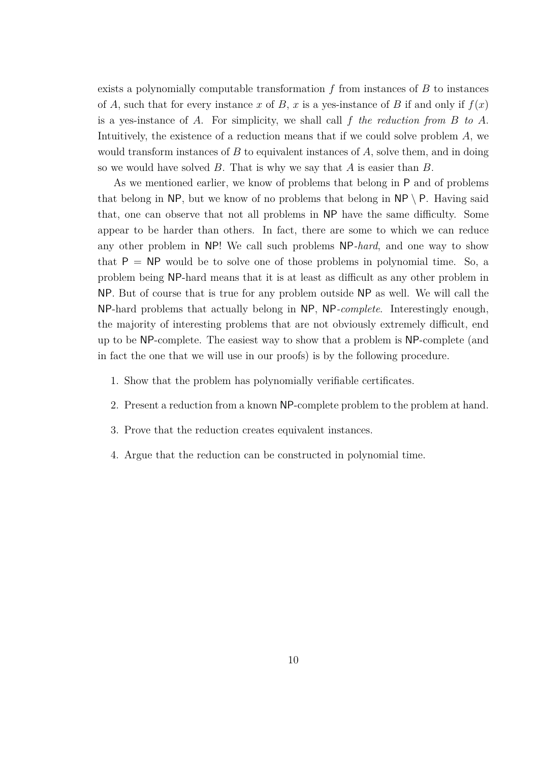exists a polynomially computable transformation $f$ from instances of $B$ to instances of $A$, such that for every instance $x$ of $B$, $x$ is a yes-instance of $B$ if and only if $f(x)$ is a yes-instance of $A$. For simplicity, we shall call $f$ *the reduction from $B$ to $A$*. Intuitively, the existence of a reduction means that if we could solve problem $A$, we would transform instances of $B$ to equivalent instances of $A$, solve them, and in doing so we would have solved $B$. That is why we say that $A$ is easier than $B$.

As we mentioned earlier, we know of problems that belong in $\mathsf{P}$ and of problems that belong in $\mathsf{NP}$, but we know of no problems that belong in $\mathsf{NP} \setminus \mathsf{P}$. Having said that, one can observe that not all problems in $\mathsf{NP}$ have the same difficulty. Some appear to be harder than others. In fact, there are some to which we can reduce any other problem in $\mathsf{NP}$! We call such problems $\mathsf{NP}$-*hard*, and one way to show that $\mathsf{P} = \mathsf{NP}$ would be to solve one of those problems in polynomial time. So, a problem being $\mathsf{NP}$-hard means that it is at least as difficult as any other problem in $\mathsf{NP}$. But of course that is true for any problem outside $\mathsf{NP}$ as well. We will call the $\mathsf{NP}$-hard problems that actually belong in $\mathsf{NP}$, $\mathsf{NP}$-*complete*. Interestingly enough, the majority of interesting problems that are not obviously extremely difficult, end up to be $\mathsf{NP}$-complete. The easiest way to show that a problem is $\mathsf{NP}$-complete (and in fact the one that we will use in our proofs) is by the following procedure.

1. Show that the problem has polynomially verifiable certificates.
2. Present a reduction from a known $\mathsf{NP}$-complete problem to the problem at hand.
3. Prove that the reduction creates equivalent instances.
4. Argue that the reduction can be constructed in polynomial time.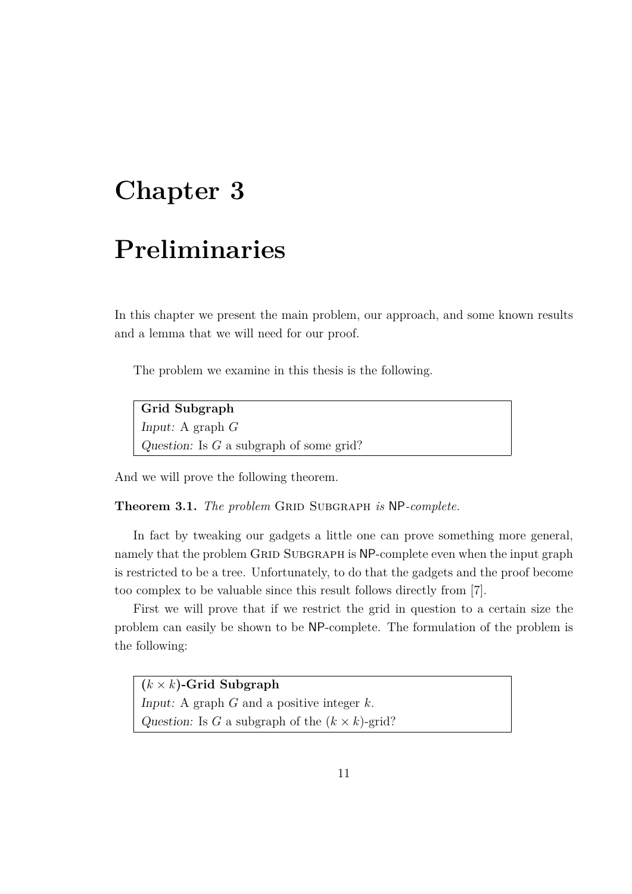# Chapter 3

# Preliminaries

In this chapter we present the main problem, our approach, and some known results and a lemma that we will need for our proof.

The problem we examine in this thesis is the following.

> **Grid Subgraph**
> *Input:* A graph $G$
> *Question:* Is $G$ a subgraph of some grid?

And we will prove the following theorem.

**Theorem 3.1.** *The problem* Grid Subgraph *is* NP*-complete.*

In fact by tweaking our gadgets a little one can prove something more general, namely that the problem Grid Subgraph is NP-complete even when the input graph is restricted to be a tree. Unfortunately, to do that the gadgets and the proof become too complex to be valuable since this result follows directly from [7].

First we will prove that if we restrict the grid in question to a certain size the problem can easily be shown to be NP-complete. The formulation of the problem is the following:

> **$(k \times k)$-Grid Subgraph**
> *Input:* A graph $G$ and a positive integer $k$.
> *Question:* Is $G$ a subgraph of the $(k \times k)$-grid?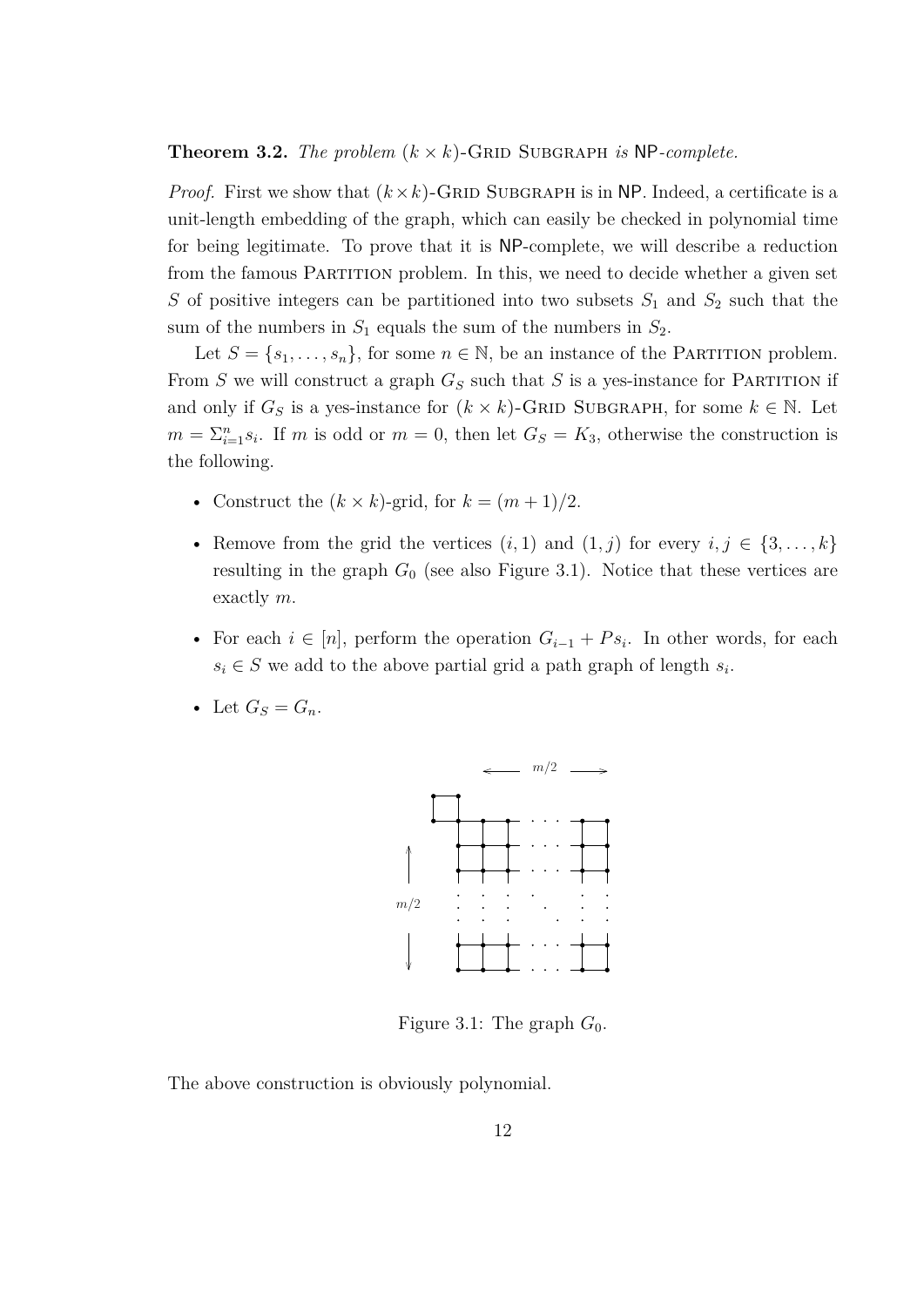**Theorem 3.2.** *The problem $(k \times k)$-Grid Subgraph is* NP*-complete.*

*Proof.* First we show that $(k \times k)$-Grid Subgraph is in NP. Indeed, a certificate is a unit-length embedding of the graph, which can easily be checked in polynomial time for being legitimate. To prove that it is NP-complete, we will describe a reduction from the famous Partition problem. In this, we need to decide whether a given set $S$ of positive integers can be partitioned into two subsets $S_1$ and $S_2$ such that the sum of the numbers in $S_1$ equals the sum of the numbers in $S_2$.

Let $S = \{s_1, \dots, s_n\}$, for some $n \in \mathbb{N}$, be an instance of the Partition problem. From $S$ we will construct a graph $G_S$ such that $S$ is a yes-instance for Partition if and only if $G_S$ is a yes-instance for $(k \times k)$-Grid Subgraph, for some $k \in \mathbb{N}$. Let $m = \Sigma_{i=1}^{n} s_i$. If $m$ is odd or $m = 0$, then let $G_S = K_3$, otherwise the construction is the following.

- Construct the $(k \times k)$-grid, for $k = (m+1)/2$.
- Remove from the grid the vertices $(i, 1)$ and $(1, j)$ for every $i, j \in \{3, \dots, k\}$ resulting in the graph $G_0$ (see also Figure 3.1). Notice that these vertices are exactly $m$.
- For each $i \in [n]$, perform the operation $G_{i-1} + Ps_i$. In other words, for each $s_i \in S$ we add to the above partial grid a path graph of length $s_i$.
- Let $G_S = G_n$.

Figure 3.1: The graph $G_0$.

The above construction is obviously polynomial.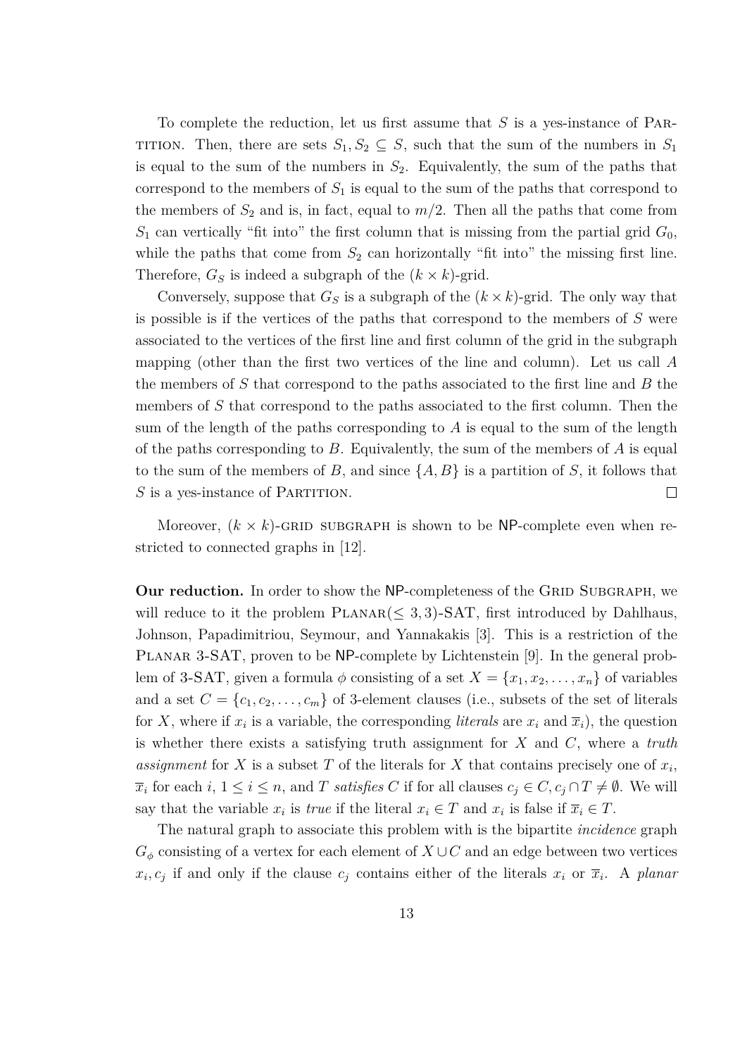To complete the reduction, let us first assume that $S$ is a yes-instance of PARTITION. Then, there are sets $S_1, S_2 \subseteq S$, such that the sum of the numbers in $S_1$ is equal to the sum of the numbers in $S_2$. Equivalently, the sum of the paths that correspond to the members of $S_1$ is equal to the sum of the paths that correspond to the members of $S_2$ and is, in fact, equal to $m/2$. Then all the paths that come from $S_1$ can vertically "fit into" the first column that is missing from the partial grid $G_0$, while the paths that come from $S_2$ can horizontally "fit into" the missing first line. Therefore, $G_S$ is indeed a subgraph of the $(k \times k)$-grid.

Conversely, suppose that $G_S$ is a subgraph of the $(k \times k)$-grid. The only way that is possible is if the vertices of the paths that correspond to the members of $S$ were associated to the vertices of the first line and first column of the grid in the subgraph mapping (other than the first two vertices of the line and column). Let us call $A$ the members of $S$ that correspond to the paths associated to the first line and $B$ the members of $S$ that correspond to the paths associated to the first column. Then the sum of the length of the paths corresponding to $A$ is equal to the sum of the length of the paths corresponding to $B$. Equivalently, the sum of the members of $A$ is equal to the sum of the members of $B$, and since $\{A, B\}$ is a partition of $S$, it follows that $S$ is a yes-instance of PARTITION. $\square$

Moreover, $(k \times k)$-GRID SUBGRAPH is shown to be NP-complete even when restricted to connected graphs in [12].

**Our reduction.** In order to show the NP-completeness of the GRID SUBGRAPH, we will reduce to it the problem PLANAR($\leq 3, 3$)-SAT, first introduced by Dahlhaus, Johnson, Papadimitriou, Seymour, and Yannakakis [3]. This is a restriction of the PLANAR 3-SAT, proven to be NP-complete by Lichtenstein [9]. In the general problem of 3-SAT, given a formula $\phi$ consisting of a set $X = \{x_1, x_2, \ldots, x_n\}$ of variables and a set $C = \{c_1, c_2, \ldots, c_m\}$ of 3-element clauses (i.e., subsets of the set of literals for $X$, where if $x_i$ is a variable, the corresponding *literals* are $x_i$ and $\overline{x}_i$), the question is whether there exists a satisfying truth assignment for $X$ and $C$, where a *truth assignment* for $X$ is a subset $T$ of the literals for $X$ that contains precisely one of $x_i$, $\overline{x}_i$ for each $i$, $1 \leq i \leq n$, and $T$ *satisfies* $C$ if for all clauses $c_j \in C, c_j \cap T \neq \emptyset$. We will say that the variable $x_i$ is *true* if the literal $x_i \in T$ and $x_i$ is false if $\overline{x}_i \in T$.

The natural graph to associate this problem with is the bipartite *incidence* graph $G_\phi$ consisting of a vertex for each element of $X \cup C$ and an edge between two vertices $x_i, c_j$ if and only if the clause $c_j$ contains either of the literals $x_i$ or $\overline{x}_i$. A *planar*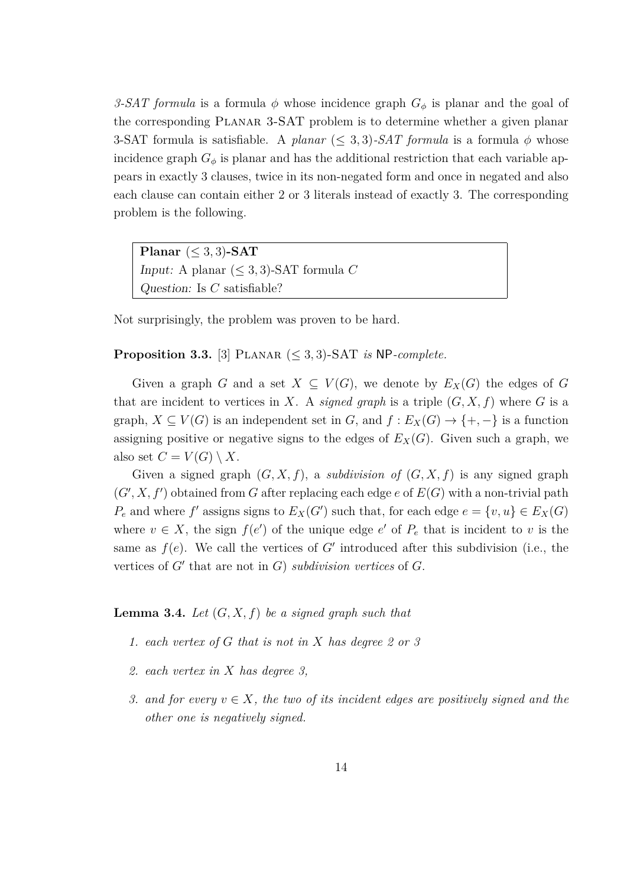*3-SAT formula* is a formula $\phi$ whose incidence graph $G_\phi$ is planar and the goal of the corresponding PLANAR 3-SAT problem is to determine whether a given planar 3-SAT formula is satisfiable. A *planar* $(\leq 3,3)$*-SAT formula* is a formula $\phi$ whose incidence graph $G_\phi$ is planar and has the additional restriction that each variable appears in exactly 3 clauses, twice in its non-negated form and once in negated and also each clause can contain either 2 or 3 literals instead of exactly 3. The corresponding problem is the following.

> **Planar $(\leq 3,3)$-SAT**
> *Input:* A planar $(\leq 3,3)$-SAT formula $C$
> *Question:* Is $C$ satisfiable?

Not surprisingly, the problem was proven to be hard.

**Proposition 3.3.** [3] PLANAR $(\leq 3,3)$-SAT *is* NP*-complete.*

Given a graph $G$ and a set $X \subseteq V(G)$, we denote by $E_X(G)$ the edges of $G$ that are incident to vertices in $X$. A *signed graph* is a triple $(G, X, f)$ where $G$ is a graph, $X \subseteq V(G)$ is an independent set in $G$, and $f : E_X(G) \to \{+, -\}$ is a function assigning positive or negative signs to the edges of $E_X(G)$. Given such a graph, we also set $C = V(G) \setminus X$.

Given a signed graph $(G, X, f)$, a *subdivision of* $(G, X, f)$ is any signed graph $(G', X, f')$ obtained from $G$ after replacing each edge $e$ of $E(G)$ with a non-trivial path $P_e$ and where $f'$ assigns signs to $E_X(G')$ such that, for each edge $e = \{v, u\} \in E_X(G)$ where $v \in X$, the sign $f(e')$ of the unique edge $e'$ of $P_e$ that is incident to $v$ is the same as $f(e)$. We call the vertices of $G'$ introduced after this subdivision (i.e., the vertices of $G'$ that are not in $G$) *subdivision vertices* of $G$.

**Lemma 3.4.** *Let $(G, X, f)$ be a signed graph such that*

1. *each vertex of $G$ that is not in $X$ has degree 2 or 3*
2. *each vertex in $X$ has degree 3,*
3. *and for every $v \in X$, the two of its incident edges are positively signed and the other one is negatively signed.*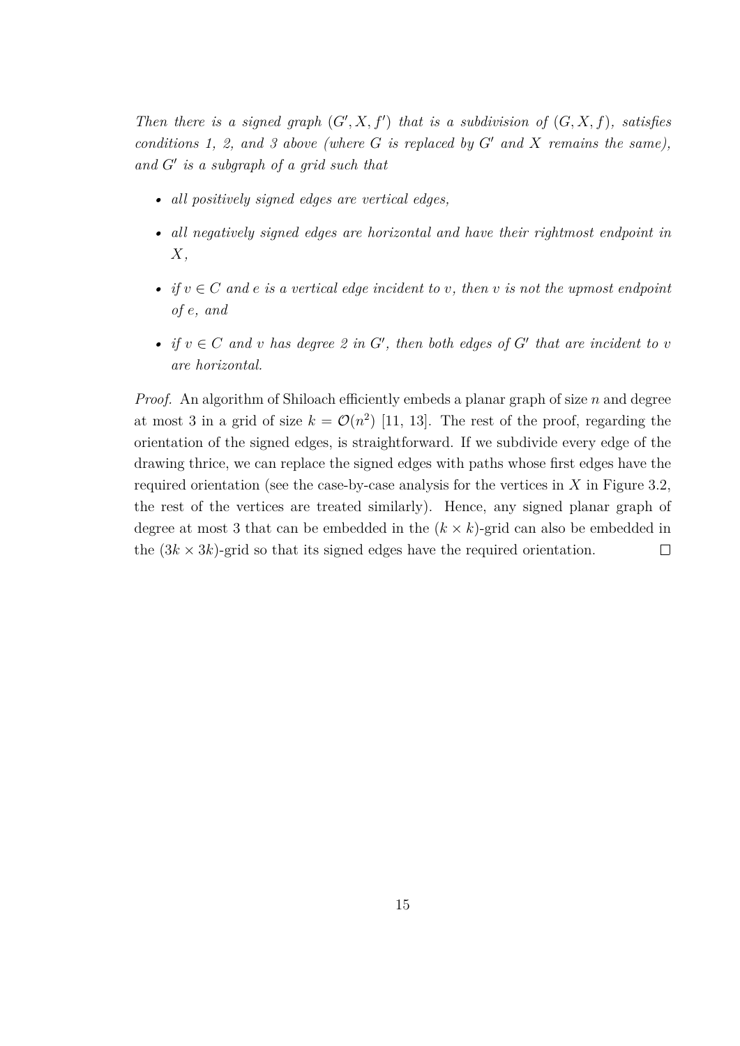*Then there is a signed graph $(G', X, f')$ that is a subdivision of $(G, X, f)$, satisfies conditions 1, 2, and 3 above (where $G$ is replaced by $G'$ and $X$ remains the same), and $G'$ is a subgraph of a grid such that*

- *all positively signed edges are vertical edges,*
- *all negatively signed edges are horizontal and have their rightmost endpoint in $X$,*
- *if $v \in C$ and $e$ is a vertical edge incident to $v$, then $v$ is not the upmost endpoint of $e$, and*
- *if $v \in C$ and $v$ has degree 2 in $G'$, then both edges of $G'$ that are incident to $v$ are horizontal.*

*Proof.* An algorithm of Shiloach efficiently embeds a planar graph of size $n$ and degree at most 3 in a grid of size $k = \mathcal{O}(n^2)$ [11, 13]. The rest of the proof, regarding the orientation of the signed edges, is straightforward. If we subdivide every edge of the drawing thrice, we can replace the signed edges with paths whose first edges have the required orientation (see the case-by-case analysis for the vertices in $X$ in Figure 3.2, the rest of the vertices are treated similarly). Hence, any signed planar graph of degree at most 3 that can be embedded in the $(k \times k)$-grid can also be embedded in the $(3k \times 3k)$-grid so that its signed edges have the required orientation. $\square$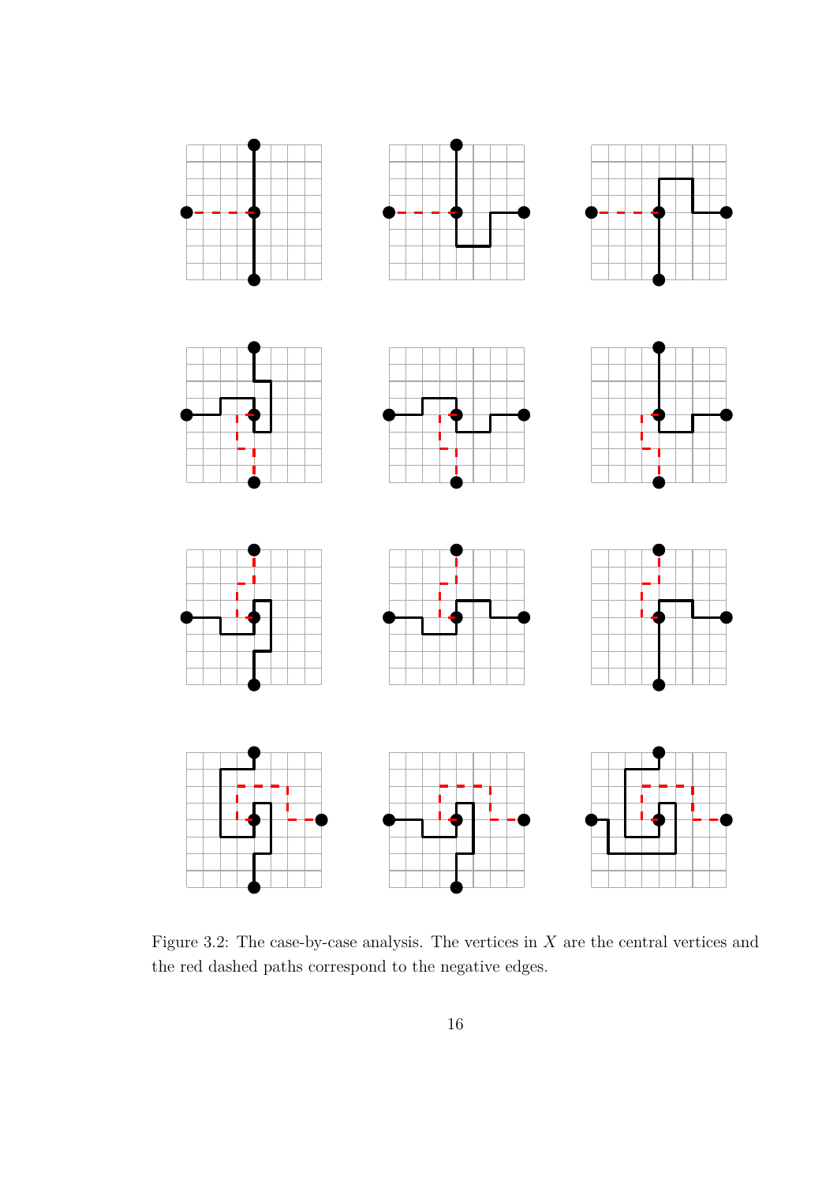Figure 3.2: The case-by-case analysis. The vertices in $X$ are the central vertices and the red dashed paths correspond to the negative edges.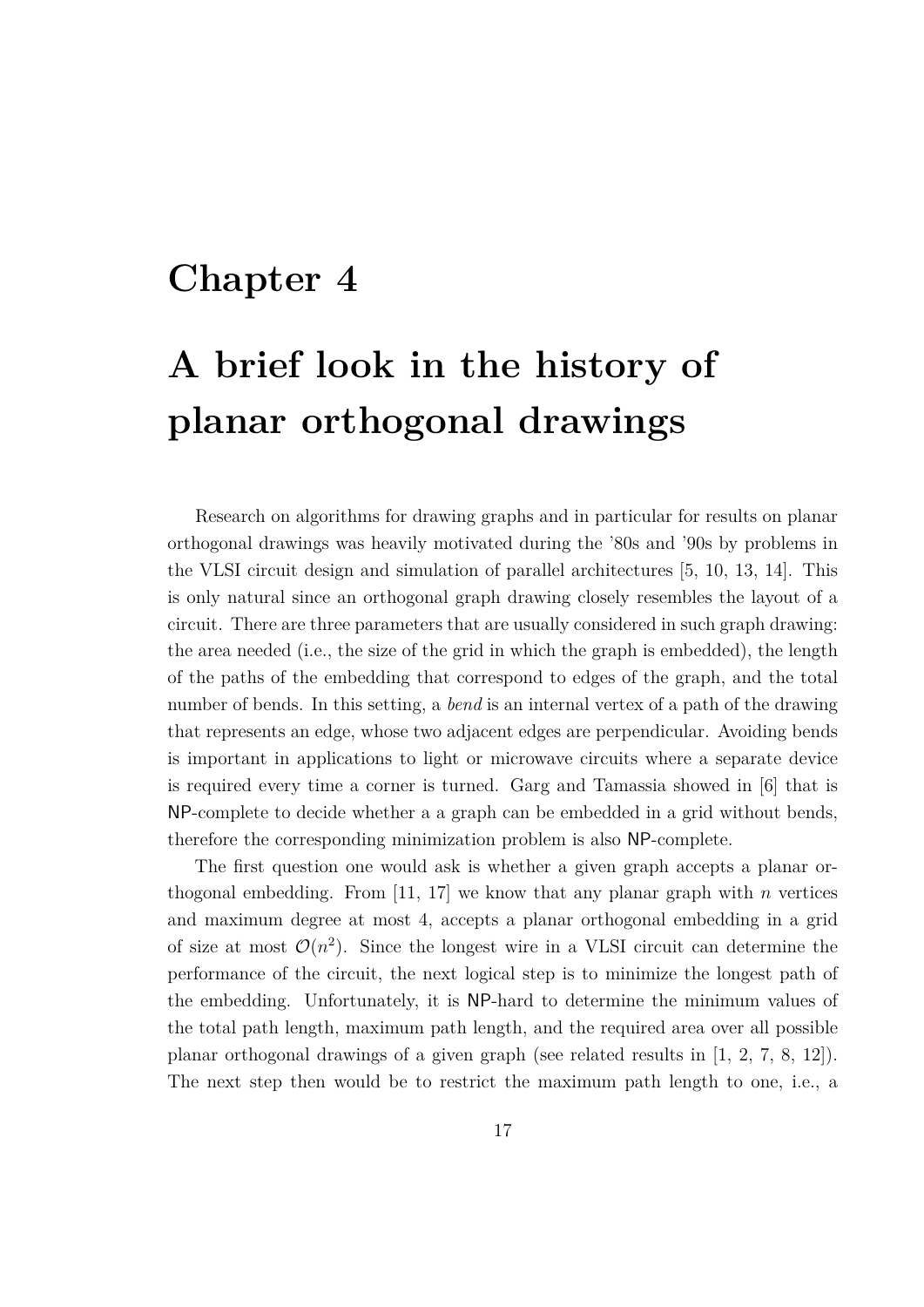# Chapter 4

# A brief look in the history of planar orthogonal drawings

Research on algorithms for drawing graphs and in particular for results on planar orthogonal drawings was heavily motivated during the '80s and '90s by problems in the VLSI circuit design and simulation of parallel architectures [5, 10, 13, 14]. This is only natural since an orthogonal graph drawing closely resembles the layout of a circuit. There are three parameters that are usually considered in such graph drawing: the area needed (i.e., the size of the grid in which the graph is embedded), the length of the paths of the embedding that correspond to edges of the graph, and the total number of bends. In this setting, a *bend* is an internal vertex of a path of the drawing that represents an edge, whose two adjacent edges are perpendicular. Avoiding bends is important in applications to light or microwave circuits where a separate device is required every time a corner is turned. Garg and Tamassia showed in [6] that is NP-complete to decide whether a a graph can be embedded in a grid without bends, therefore the corresponding minimization problem is also NP-complete.

The first question one would ask is whether a given graph accepts a planar orthogonal embedding. From [11, 17] we know that any planar graph with $n$ vertices and maximum degree at most 4, accepts a planar orthogonal embedding in a grid of size at most $\mathcal{O}(n^2)$. Since the longest wire in a VLSI circuit can determine the performance of the circuit, the next logical step is to minimize the longest path of the embedding. Unfortunately, it is NP-hard to determine the minimum values of the total path length, maximum path length, and the required area over all possible planar orthogonal drawings of a given graph (see related results in [1, 2, 7, 8, 12]). The next step then would be to restrict the maximum path length to one, i.e., a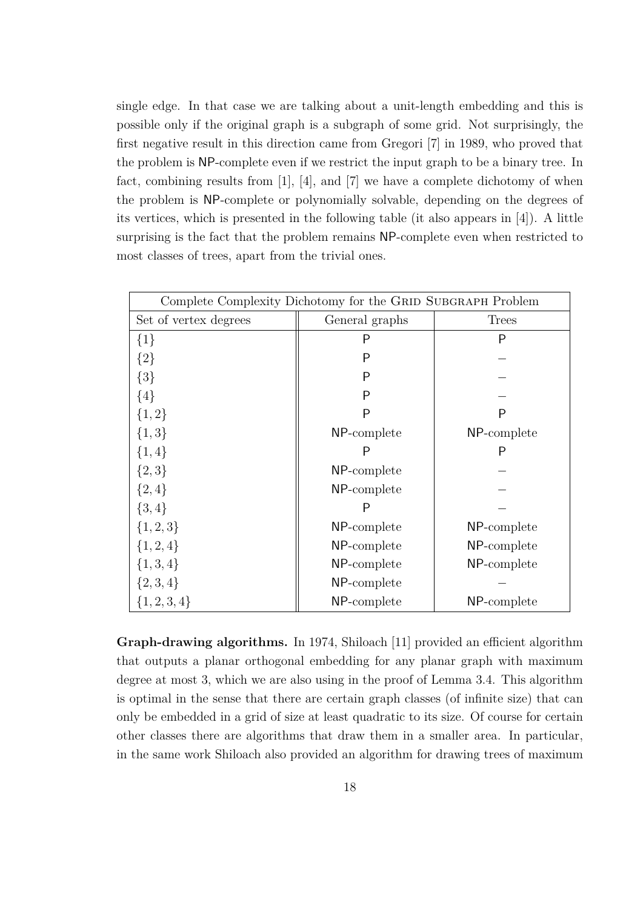single edge. In that case we are talking about a unit-length embedding and this is possible only if the original graph is a subgraph of some grid. Not surprisingly, the first negative result in this direction came from Gregori [7] in 1989, who proved that the problem is NP-complete even if we restrict the input graph to be a binary tree. In fact, combining results from [1], [4], and [7] we have a complete dichotomy of when the problem is NP-complete or polynomially solvable, depending on the degrees of its vertices, which is presented in the following table (it also appears in [4]). A little surprising is the fact that the problem remains NP-complete even when restricted to most classes of trees, apart from the trivial ones.

| Complete Complexity Dichotomy for the Grid Subgraph Problem | | |
|---|---|---|
| Set of vertex degrees | General graphs | Trees |
| $\{1\}$ | P | P |
| $\{2\}$ | P | – |
| $\{3\}$ | P | – |
| $\{4\}$ | P | – |
| $\{1, 2\}$ | P | P |
| $\{1, 3\}$ | NP-complete | NP-complete |
| $\{1, 4\}$ | P | P |
| $\{2, 3\}$ | NP-complete | – |
| $\{2, 4\}$ | NP-complete | – |
| $\{3, 4\}$ | P | – |
| $\{1, 2, 3\}$ | NP-complete | NP-complete |
| $\{1, 2, 4\}$ | NP-complete | NP-complete |
| $\{1, 3, 4\}$ | NP-complete | NP-complete |
| $\{2, 3, 4\}$ | NP-complete | – |
| $\{1, 2, 3, 4\}$ | NP-complete | NP-complete |

**Graph-drawing algorithms.** In 1974, Shiloach [11] provided an efficient algorithm that outputs a planar orthogonal embedding for any planar graph with maximum degree at most 3, which we are also using in the proof of Lemma 3.4. This algorithm is optimal in the sense that there are certain graph classes (of infinite size) that can only be embedded in a grid of size at least quadratic to its size. Of course for certain other classes there are algorithms that draw them in a smaller area. In particular, in the same work Shiloach also provided an algorithm for drawing trees of maximum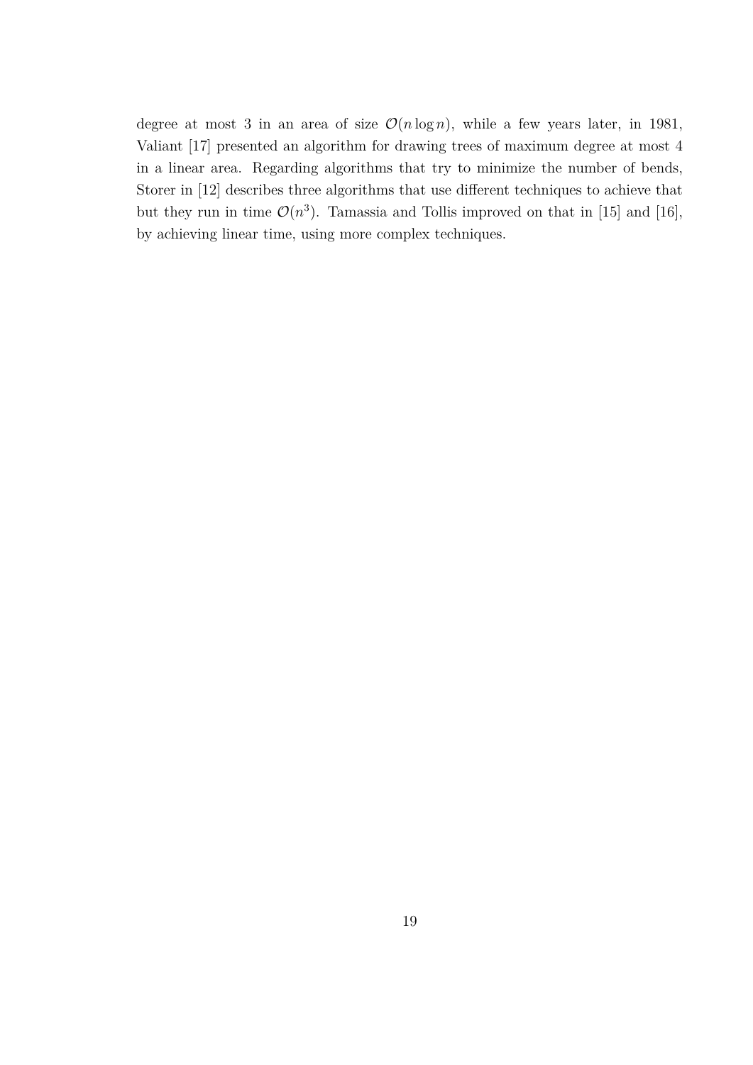degree at most 3 in an area of size $\mathcal{O}(n \log n)$, while a few years later, in 1981, Valiant [17] presented an algorithm for drawing trees of maximum degree at most 4 in a linear area. Regarding algorithms that try to minimize the number of bends, Storer in [12] describes three algorithms that use different techniques to achieve that but they run in time $\mathcal{O}(n^3)$. Tamassia and Tollis improved on that in [15] and [16], by achieving linear time, using more complex techniques.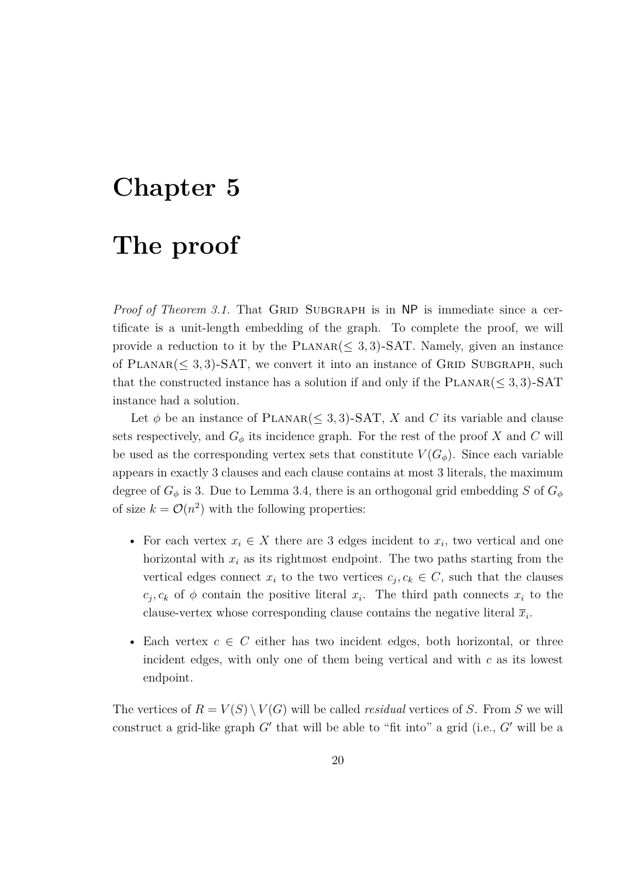# Chapter 5

# The proof

*Proof of Theorem 3.1.* That Grid Subgraph is in NP is immediate since a certificate is a unit-length embedding of the graph. To complete the proof, we will provide a reduction to it by the Planar($\leq 3,3$)-SAT. Namely, given an instance of Planar($\leq 3,3$)-SAT, we convert it into an instance of Grid Subgraph, such that the constructed instance has a solution if and only if the Planar($\leq 3,3$)-SAT instance had a solution.

Let $\phi$ be an instance of Planar($\leq 3,3$)-SAT, $X$ and $C$ its variable and clause sets respectively, and $G_\phi$ its incidence graph. For the rest of the proof $X$ and $C$ will be used as the corresponding vertex sets that constitute $V(G_\phi)$. Since each variable appears in exactly 3 clauses and each clause contains at most 3 literals, the maximum degree of $G_\phi$ is 3. Due to Lemma 3.4, there is an orthogonal grid embedding $S$ of $G_\phi$ of size $k = \mathcal{O}(n^2)$ with the following properties:

- For each vertex $x_i \in X$ there are 3 edges incident to $x_i$, two vertical and one horizontal with $x_i$ as its rightmost endpoint. The two paths starting from the vertical edges connect $x_i$ to the two vertices $c_j, c_k \in C$, such that the clauses $c_j, c_k$ of $\phi$ contain the positive literal $x_i$. The third path connects $x_i$ to the clause-vertex whose corresponding clause contains the negative literal $\overline{x}_i$.
- Each vertex $c \in C$ either has two incident edges, both horizontal, or three incident edges, with only one of them being vertical and with $c$ as its lowest endpoint.

The vertices of $R = V(S) \setminus V(G)$ will be called *residual* vertices of $S$. From $S$ we will construct a grid-like graph $G'$ that will be able to "fit into" a grid (i.e., $G'$ will be a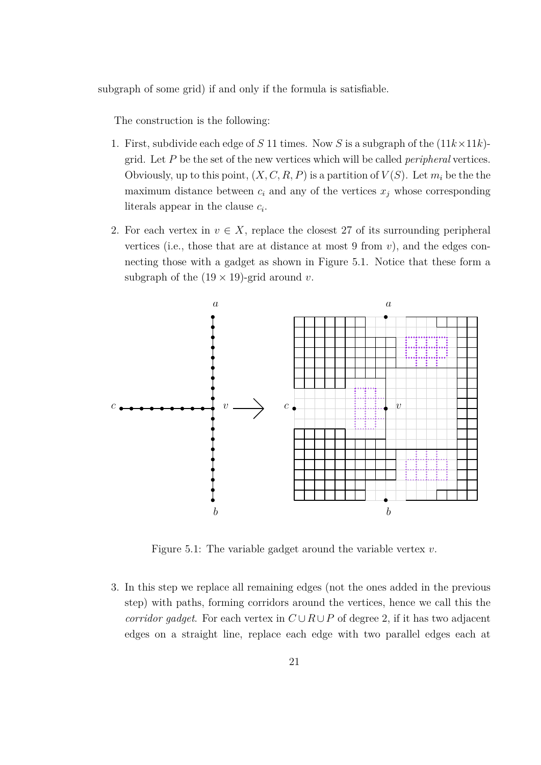subgraph of some grid) if and only if the formula is satisfiable.

The construction is the following:

1. First, subdivide each edge of $S$ 11 times. Now $S$ is a subgraph of the $(11k \times 11k)$-grid. Let $P$ be the set of the new vertices which will be called *peripheral* vertices. Obviously, up to this point, $(X, C, R, P)$ is a partition of $V(S)$. Let $m_i$ be the the maximum distance between $c_i$ and any of the vertices $x_j$ whose corresponding literals appear in the clause $c_i$.

2. For each vertex in $v \in X$, replace the closest 27 of its surrounding peripheral vertices (i.e., those that are at distance at most 9 from $v$), and the edges connecting those with a gadget as shown in Figure 5.1. Notice that these form a subgraph of the $(19 \times 19)$-grid around $v$.

Figure 5.1: The variable gadget around the variable vertex $v$.

3. In this step we replace all remaining edges (not the ones added in the previous step) with paths, forming corridors around the vertices, hence we call this the *corridor gadget*. For each vertex in $C \cup R \cup P$ of degree 2, if it has two adjacent edges on a straight line, replace each edge with two parallel edges each at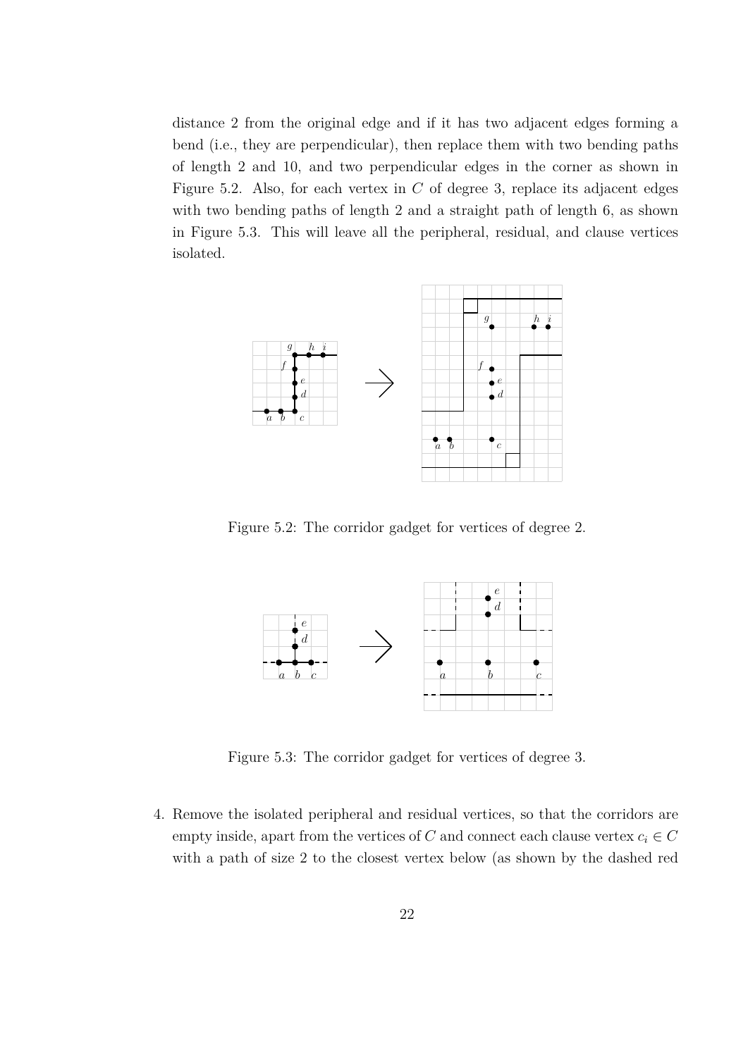distance 2 from the original edge and if it has two adjacent edges forming a bend (i.e., they are perpendicular), then replace them with two bending paths of length 2 and 10, and two perpendicular edges in the corner as shown in Figure 5.2. Also, for each vertex in $C$ of degree 3, replace its adjacent edges with two bending paths of length 2 and a straight path of length 6, as shown in Figure 5.3. This will leave all the peripheral, residual, and clause vertices isolated.

Figure 5.2: The corridor gadget for vertices of degree 2.

Figure 5.3: The corridor gadget for vertices of degree 3.

4. Remove the isolated peripheral and residual vertices, so that the corridors are empty inside, apart from the vertices of $C$ and connect each clause vertex $c_i \in C$ with a path of size 2 to the closest vertex below (as shown by the dashed red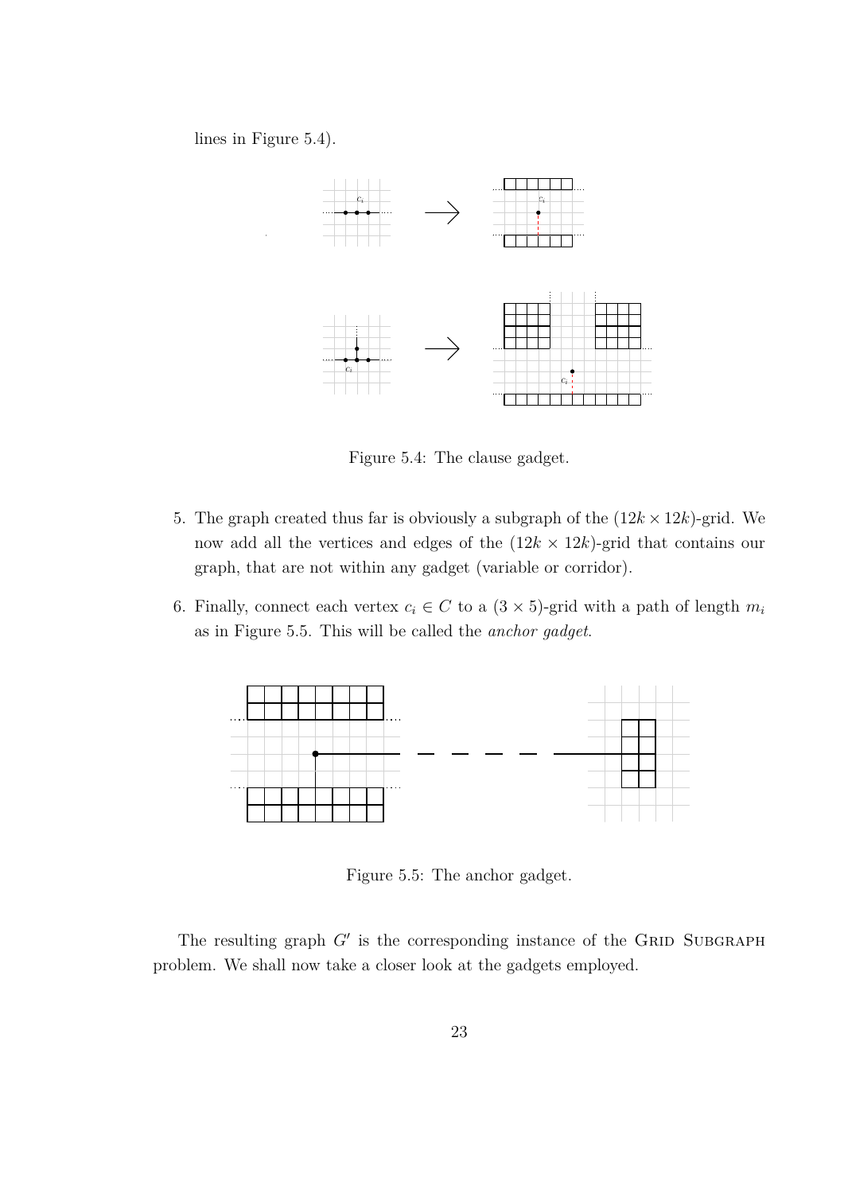lines in Figure 5.4).

Figure 5.4: The clause gadget.

5. The graph created thus far is obviously a subgraph of the $(12k \times 12k)$-grid. We now add all the vertices and edges of the $(12k \times 12k)$-grid that contains our graph, that are not within any gadget (variable or corridor).

6. Finally, connect each vertex $c_i \in C$ to a $(3 \times 5)$-grid with a path of length $m_i$ as in Figure 5.5. This will be called the *anchor gadget*.

Figure 5.5: The anchor gadget.

The resulting graph $G'$ is the corresponding instance of the Grid Subgraph problem. We shall now take a closer look at the gadgets employed.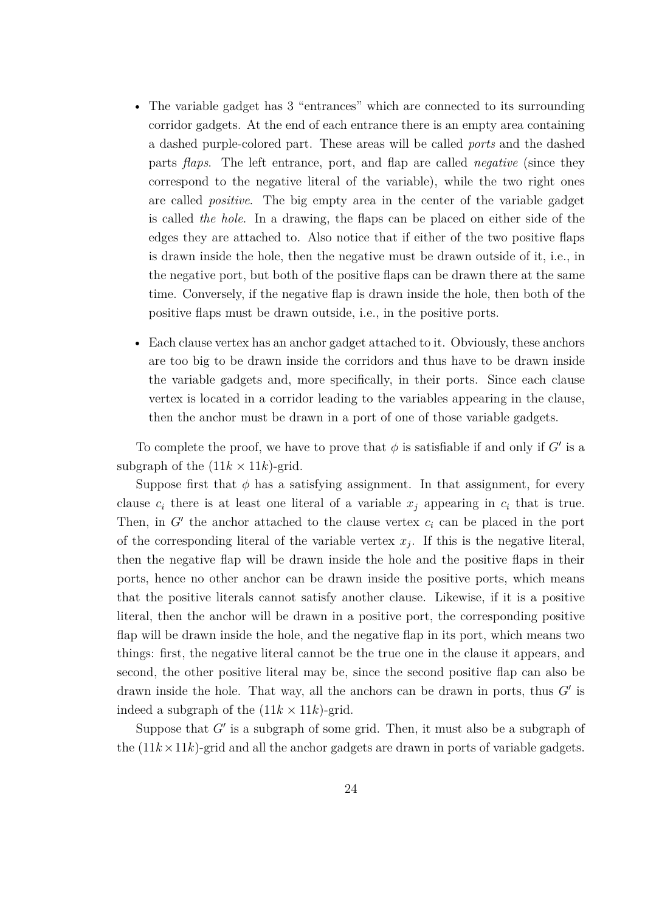- The variable gadget has 3 "entrances" which are connected to its surrounding corridor gadgets. At the end of each entrance there is an empty area containing a dashed purple-colored part. These areas will be called *ports* and the dashed parts *flaps*. The left entrance, port, and flap are called *negative* (since they correspond to the negative literal of the variable), while the two right ones are called *positive*. The big empty area in the center of the variable gadget is called *the hole*. In a drawing, the flaps can be placed on either side of the edges they are attached to. Also notice that if either of the two positive flaps is drawn inside the hole, then the negative must be drawn outside of it, i.e., in the negative port, but both of the positive flaps can be drawn there at the same time. Conversely, if the negative flap is drawn inside the hole, then both of the positive flaps must be drawn outside, i.e., in the positive ports.
- Each clause vertex has an anchor gadget attached to it. Obviously, these anchors are too big to be drawn inside the corridors and thus have to be drawn inside the variable gadgets and, more specifically, in their ports. Since each clause vertex is located in a corridor leading to the variables appearing in the clause, then the anchor must be drawn in a port of one of those variable gadgets.

To complete the proof, we have to prove that $\phi$ is satisfiable if and only if $G'$ is a subgraph of the $(11k \times 11k)$-grid.

Suppose first that $\phi$ has a satisfying assignment. In that assignment, for every clause $c_i$ there is at least one literal of a variable $x_j$ appearing in $c_i$ that is true. Then, in $G'$ the anchor attached to the clause vertex $c_i$ can be placed in the port of the corresponding literal of the variable vertex $x_j$. If this is the negative literal, then the negative flap will be drawn inside the hole and the positive flaps in their ports, hence no other anchor can be drawn inside the positive ports, which means that the positive literals cannot satisfy another clause. Likewise, if it is a positive literal, then the anchor will be drawn in a positive port, the corresponding positive flap will be drawn inside the hole, and the negative flap in its port, which means two things: first, the negative literal cannot be the true one in the clause it appears, and second, the other positive literal may be, since the second positive flap can also be drawn inside the hole. That way, all the anchors can be drawn in ports, thus $G'$ is indeed a subgraph of the $(11k \times 11k)$-grid.

Suppose that $G'$ is a subgraph of some grid. Then, it must also be a subgraph of the $(11k \times 11k)$-grid and all the anchor gadgets are drawn in ports of variable gadgets.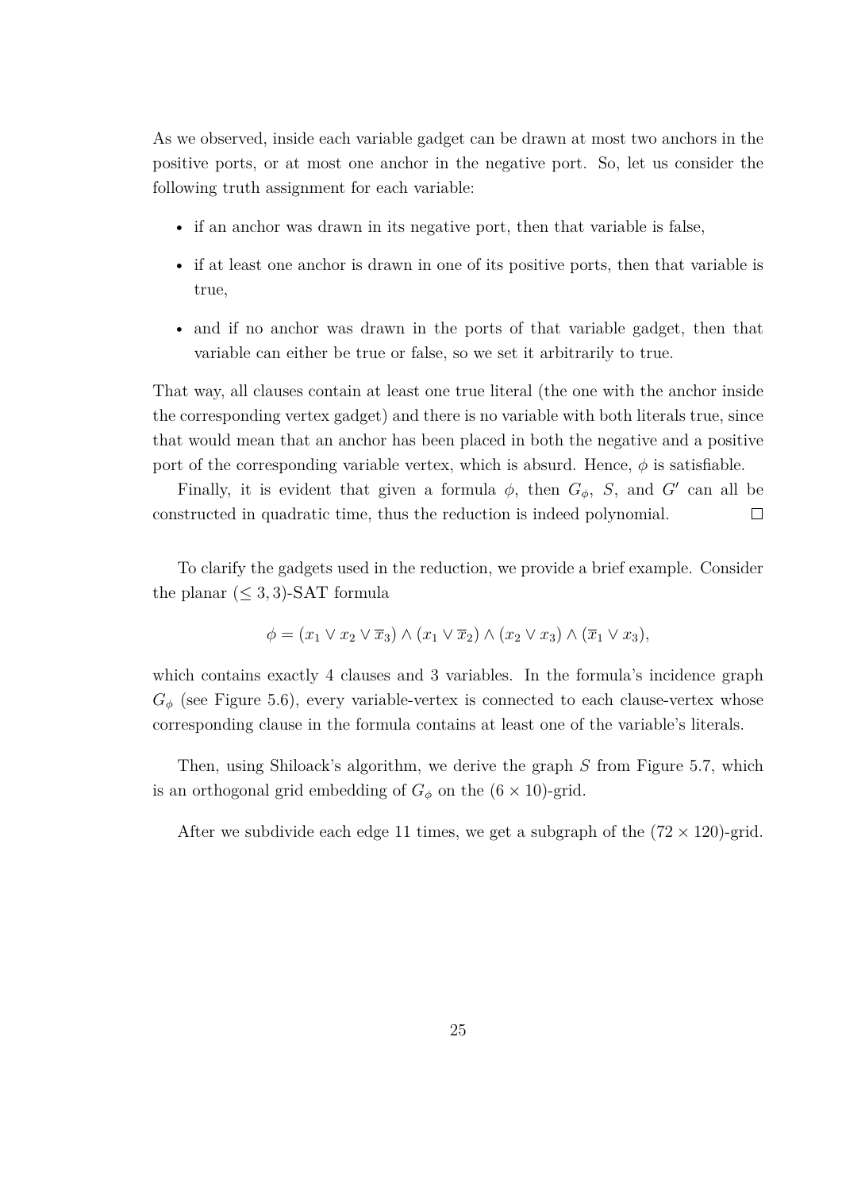As we observed, inside each variable gadget can be drawn at most two anchors in the positive ports, or at most one anchor in the negative port. So, let us consider the following truth assignment for each variable:

- if an anchor was drawn in its negative port, then that variable is false,
- if at least one anchor is drawn in one of its positive ports, then that variable is true,
- and if no anchor was drawn in the ports of that variable gadget, then that variable can either be true or false, so we set it arbitrarily to true.

That way, all clauses contain at least one true literal (the one with the anchor inside the corresponding vertex gadget) and there is no variable with both literals true, since that would mean that an anchor has been placed in both the negative and a positive port of the corresponding variable vertex, which is absurd. Hence, $\phi$ is satisfiable.

Finally, it is evident that given a formula $\phi$, then $G_\phi$, $S$, and $G'$ can all be constructed in quadratic time, thus the reduction is indeed polynomial. □

To clarify the gadgets used in the reduction, we provide a brief example. Consider the planar $(\leq 3, 3)$-SAT formula

$$\phi = (x_1 \vee x_2 \vee \overline{x}_3) \wedge (x_1 \vee \overline{x}_2) \wedge (x_2 \vee x_3) \wedge (\overline{x}_1 \vee x_3),$$

which contains exactly 4 clauses and 3 variables. In the formula's incidence graph $G_\phi$ (see Figure 5.6), every variable-vertex is connected to each clause-vertex whose corresponding clause in the formula contains at least one of the variable's literals.

Then, using Shiloack's algorithm, we derive the graph $S$ from Figure 5.7, which is an orthogonal grid embedding of $G_\phi$ on the $(6 \times 10)$-grid.

After we subdivide each edge 11 times, we get a subgraph of the $(72 \times 120)$-grid.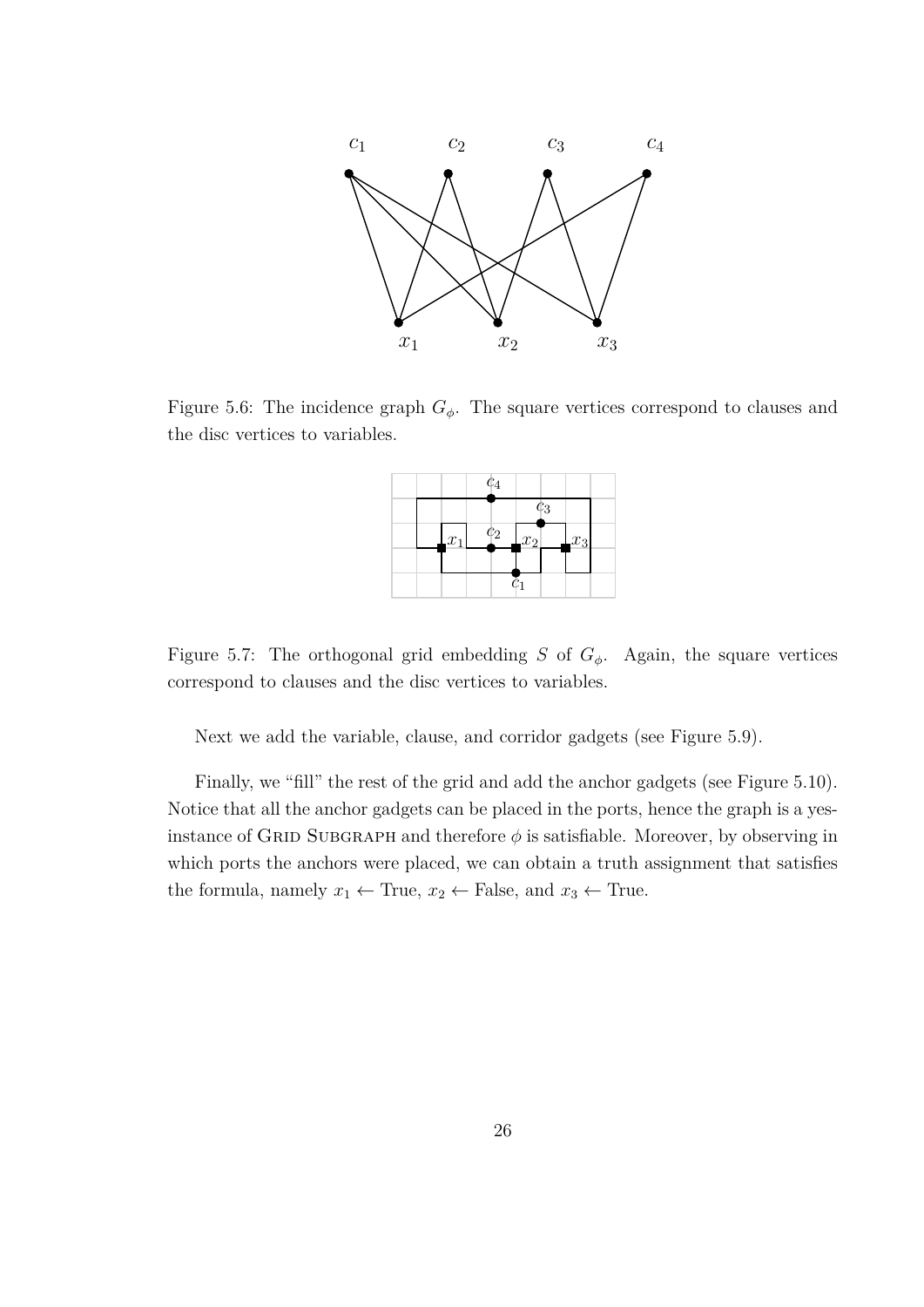Figure 5.6: The incidence graph $G_\phi$. The square vertices correspond to clauses and the disc vertices to variables.

Figure 5.7: The orthogonal grid embedding $S$ of $G_\phi$. Again, the square vertices correspond to clauses and the disc vertices to variables.

Next we add the variable, clause, and corridor gadgets (see Figure 5.9).

Finally, we "fill" the rest of the grid and add the anchor gadgets (see Figure 5.10). Notice that all the anchor gadgets can be placed in the ports, hence the graph is a yes-instance of Grid Subgraph and therefore $\phi$ is satisfiable. Moreover, by observing in which ports the anchors were placed, we can obtain a truth assignment that satisfies the formula, namely $x_1 \leftarrow$ True, $x_2 \leftarrow$ False, and $x_3 \leftarrow$ True.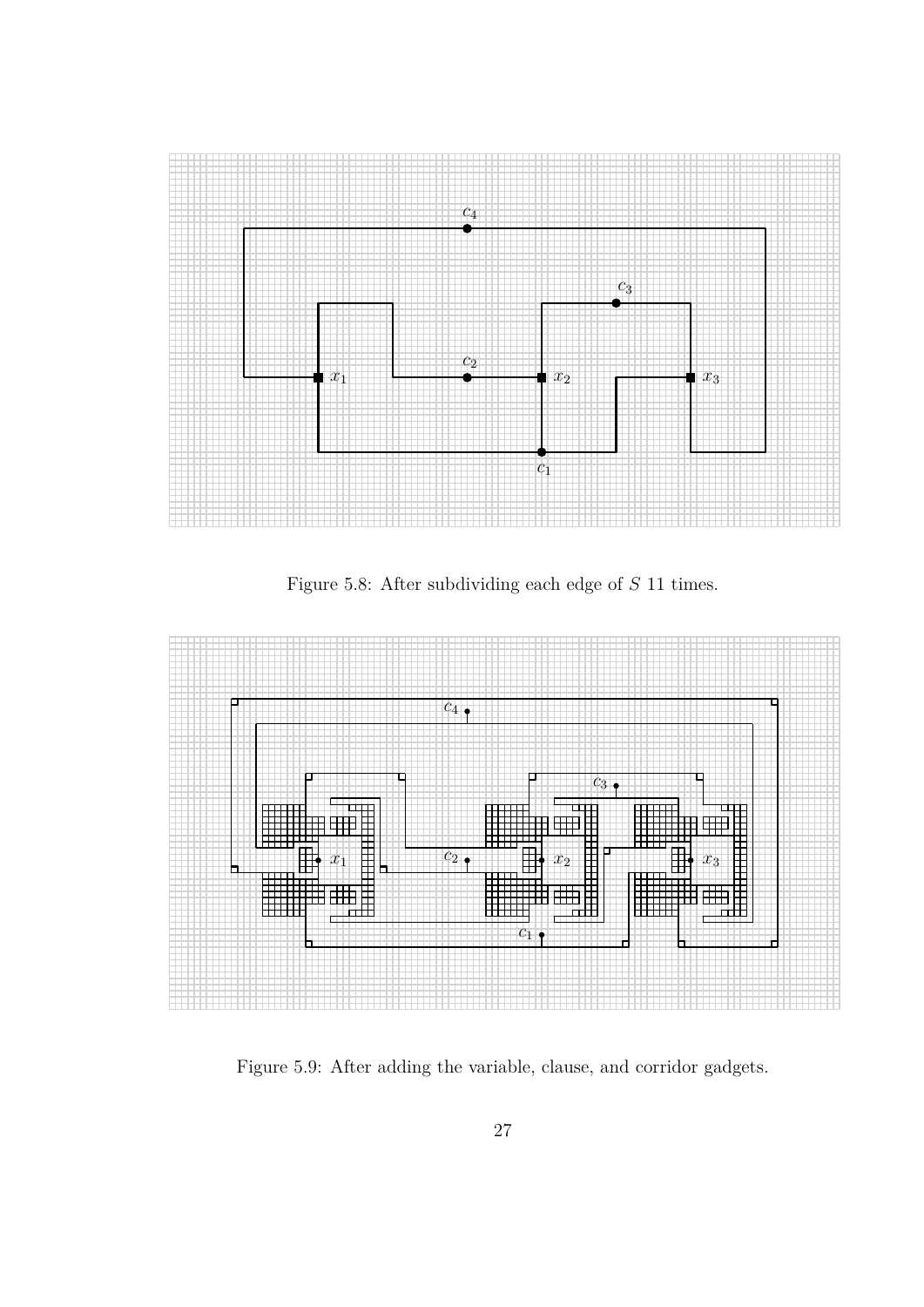Figure 5.8: After subdividing each edge of $S$ 11 times.

Figure 5.9: After adding the variable, clause, and corridor gadgets.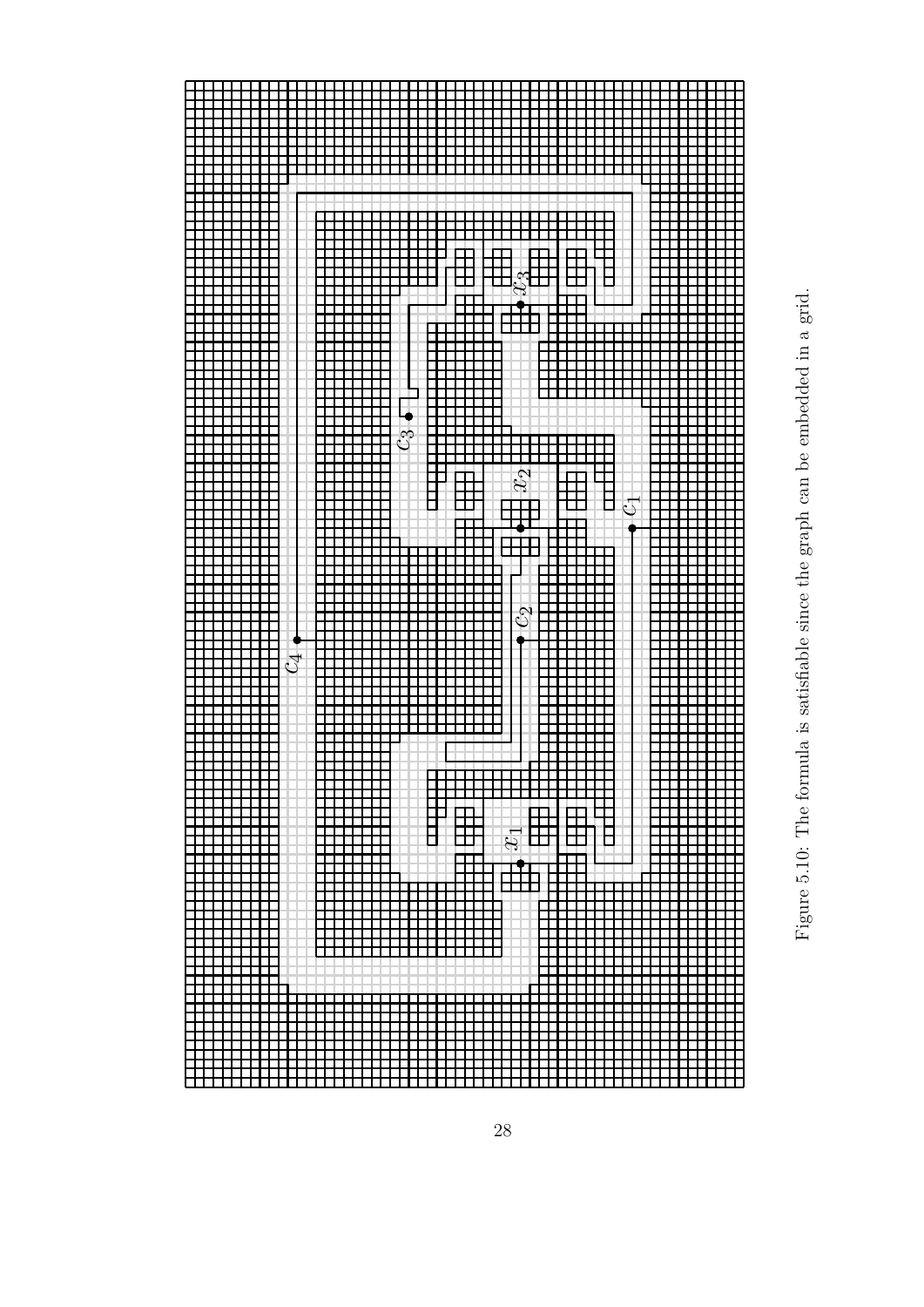Figure 5.10: The formula is satisfiable since the graph can be embedded in a grid.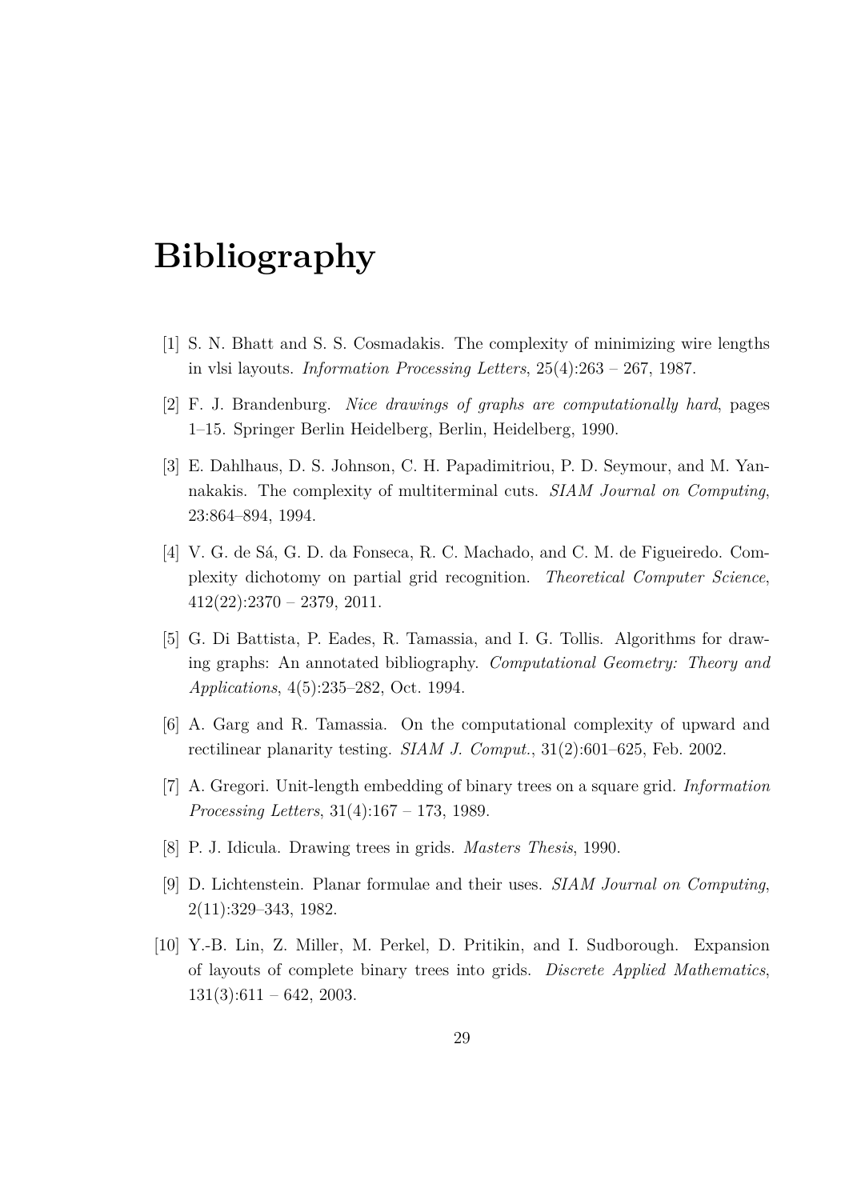# Bibliography

[1] S. N. Bhatt and S. S. Cosmadakis. The complexity of minimizing wire lengths in vlsi layouts. *Information Processing Letters*, 25(4):263 – 267, 1987.

[2] F. J. Brandenburg. *Nice drawings of graphs are computationally hard*, pages 1–15. Springer Berlin Heidelberg, Berlin, Heidelberg, 1990.

[3] E. Dahlhaus, D. S. Johnson, C. H. Papadimitriou, P. D. Seymour, and M. Yannakakis. The complexity of multiterminal cuts. *SIAM Journal on Computing*, 23:864–894, 1994.

[4] V. G. de Sá, G. D. da Fonseca, R. C. Machado, and C. M. de Figueiredo. Complexity dichotomy on partial grid recognition. *Theoretical Computer Science*, 412(22):2370 – 2379, 2011.

[5] G. Di Battista, P. Eades, R. Tamassia, and I. G. Tollis. Algorithms for drawing graphs: An annotated bibliography. *Computational Geometry: Theory and Applications*, 4(5):235–282, Oct. 1994.

[6] A. Garg and R. Tamassia. On the computational complexity of upward and rectilinear planarity testing. *SIAM J. Comput.*, 31(2):601–625, Feb. 2002.

[7] A. Gregori. Unit-length embedding of binary trees on a square grid. *Information Processing Letters*, 31(4):167 – 173, 1989.

[8] P. J. Idicula. Drawing trees in grids. *Masters Thesis*, 1990.

[9] D. Lichtenstein. Planar formulae and their uses. *SIAM Journal on Computing*, 2(11):329–343, 1982.

[10] Y.-B. Lin, Z. Miller, M. Perkel, D. Pritikin, and I. Sudborough. Expansion of layouts of complete binary trees into grids. *Discrete Applied Mathematics*, 131(3):611 – 642, 2003.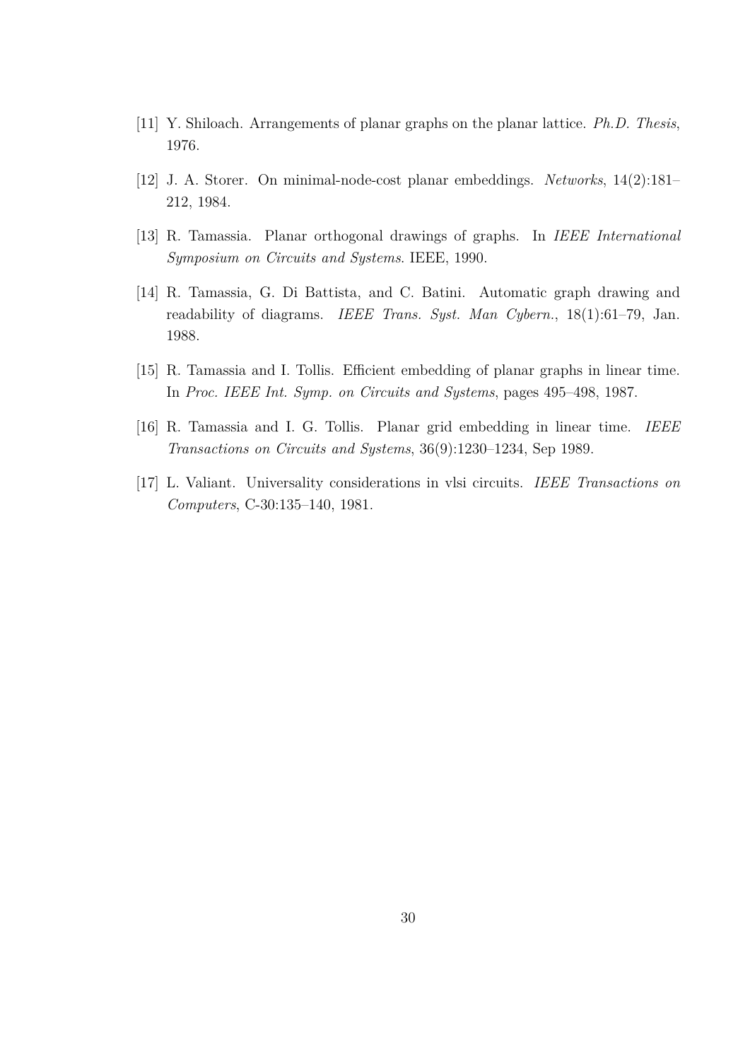[11] Y. Shiloach. Arrangements of planar graphs on the planar lattice. *Ph.D. Thesis*, 1976.

[12] J. A. Storer. On minimal-node-cost planar embeddings. *Networks*, 14(2):181–212, 1984.

[13] R. Tamassia. Planar orthogonal drawings of graphs. In *IEEE International Symposium on Circuits and Systems*. IEEE, 1990.

[14] R. Tamassia, G. Di Battista, and C. Batini. Automatic graph drawing and readability of diagrams. *IEEE Trans. Syst. Man Cybern.*, 18(1):61–79, Jan. 1988.

[15] R. Tamassia and I. Tollis. Efficient embedding of planar graphs in linear time. In *Proc. IEEE Int. Symp. on Circuits and Systems*, pages 495–498, 1987.

[16] R. Tamassia and I. G. Tollis. Planar grid embedding in linear time. *IEEE Transactions on Circuits and Systems*, 36(9):1230–1234, Sep 1989.

[17] L. Valiant. Universality considerations in vlsi circuits. *IEEE Transactions on Computers*, C-30:135–140, 1981.